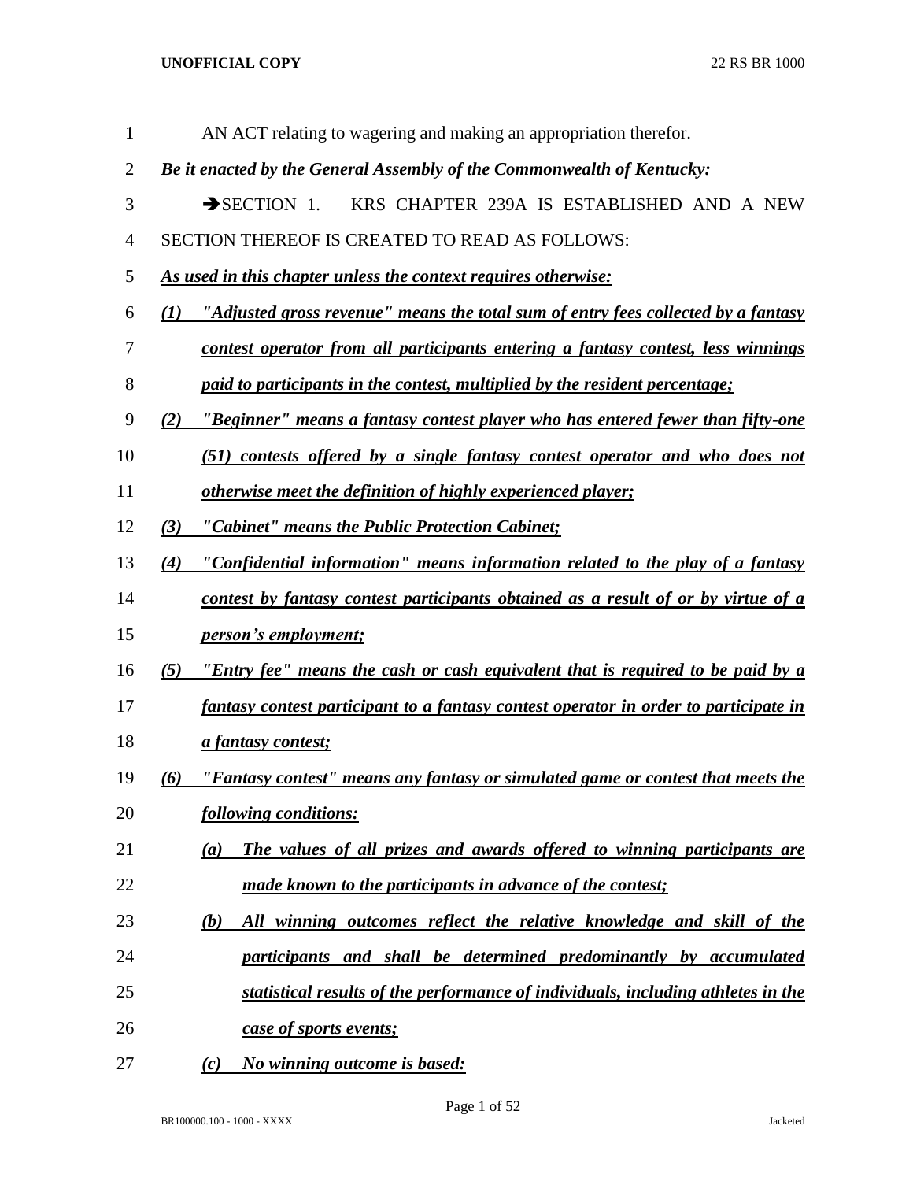AN ACT relating to wagering and making an appropriation therefor.

***Be it enacted by the General Assembly of the Commonwealth of Kentucky:***

➔SECTION 1. KRS CHAPTER 239A IS ESTABLISHED AND A NEW SECTION THEREOF IS CREATED TO READ AS FOLLOWS:

***As used in this chapter unless the context requires otherwise:***

***(1) "Adjusted gross revenue" means the total sum of entry fees collected by a fantasy contest operator from all participants entering a fantasy contest, less winnings paid to participants in the contest, multiplied by the resident percentage;***

***(2) "Beginner" means a fantasy contest player who has entered fewer than fifty-one (51) contests offered by a single fantasy contest operator and who does not otherwise meet the definition of highly experienced player;***

***(3) "Cabinet" means the Public Protection Cabinet;***

***(4) "Confidential information" means information related to the play of a fantasy contest by fantasy contest participants obtained as a result of or by virtue of a person's employment;***

***(5) "Entry fee" means the cash or cash equivalent that is required to be paid by a fantasy contest participant to a fantasy contest operator in order to participate in a fantasy contest;***

***(6) "Fantasy contest" means any fantasy or simulated game or contest that meets the following conditions:***

***(a) The values of all prizes and awards offered to winning participants are made known to the participants in advance of the contest;***

***(b) All winning outcomes reflect the relative knowledge and skill of the participants and shall be determined predominantly by accumulated statistical results of the performance of individuals, including athletes in the case of sports events;***

***(c) No winning outcome is based:***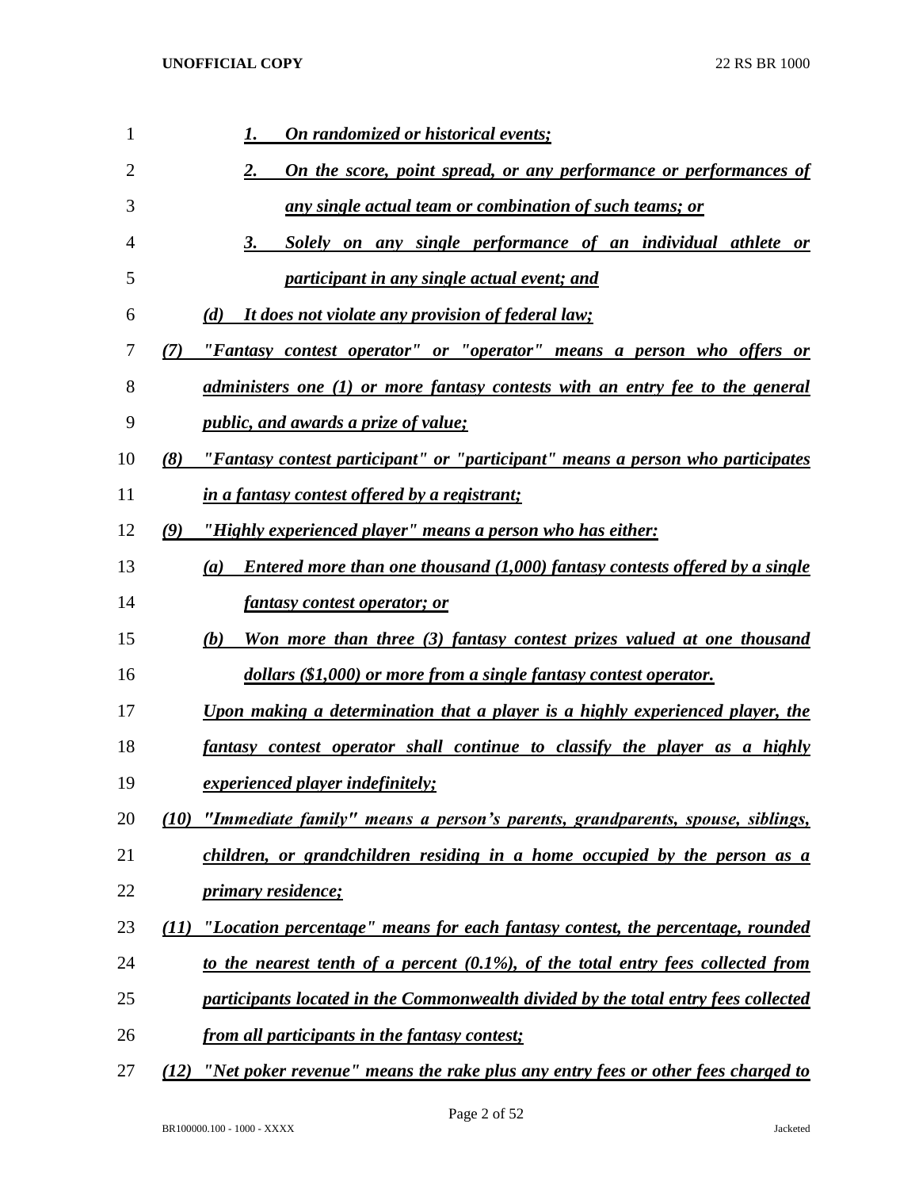*1. On randomized or historical events;*

*2. On the score, point spread, or any performance or performances of any single actual team or combination of such teams; or*

*3. Solely on any single performance of an individual athlete or participant in any single actual event; and*

*(d) It does not violate any provision of federal law;*

*(7) "Fantasy contest operator" or "operator" means a person who offers or administers one (1) or more fantasy contests with an entry fee to the general public, and awards a prize of value;*

*(8) "Fantasy contest participant" or "participant" means a person who participates in a fantasy contest offered by a registrant;*

*(9) "Highly experienced player" means a person who has either:*

*(a) Entered more than one thousand (1,000) fantasy contests offered by a single fantasy contest operator; or*

*(b) Won more than three (3) fantasy contest prizes valued at one thousand dollars ($1,000) or more from a single fantasy contest operator.*

*Upon making a determination that a player is a highly experienced player, the fantasy contest operator shall continue to classify the player as a highly experienced player indefinitely;*

*(10) "Immediate family" means a person's parents, grandparents, spouse, siblings, children, or grandchildren residing in a home occupied by the person as a primary residence;*

*(11) "Location percentage" means for each fantasy contest, the percentage, rounded to the nearest tenth of a percent (0.1%), of the total entry fees collected from participants located in the Commonwealth divided by the total entry fees collected from all participants in the fantasy contest;*

*(12) "Net poker revenue" means the rake plus any entry fees or other fees charged to*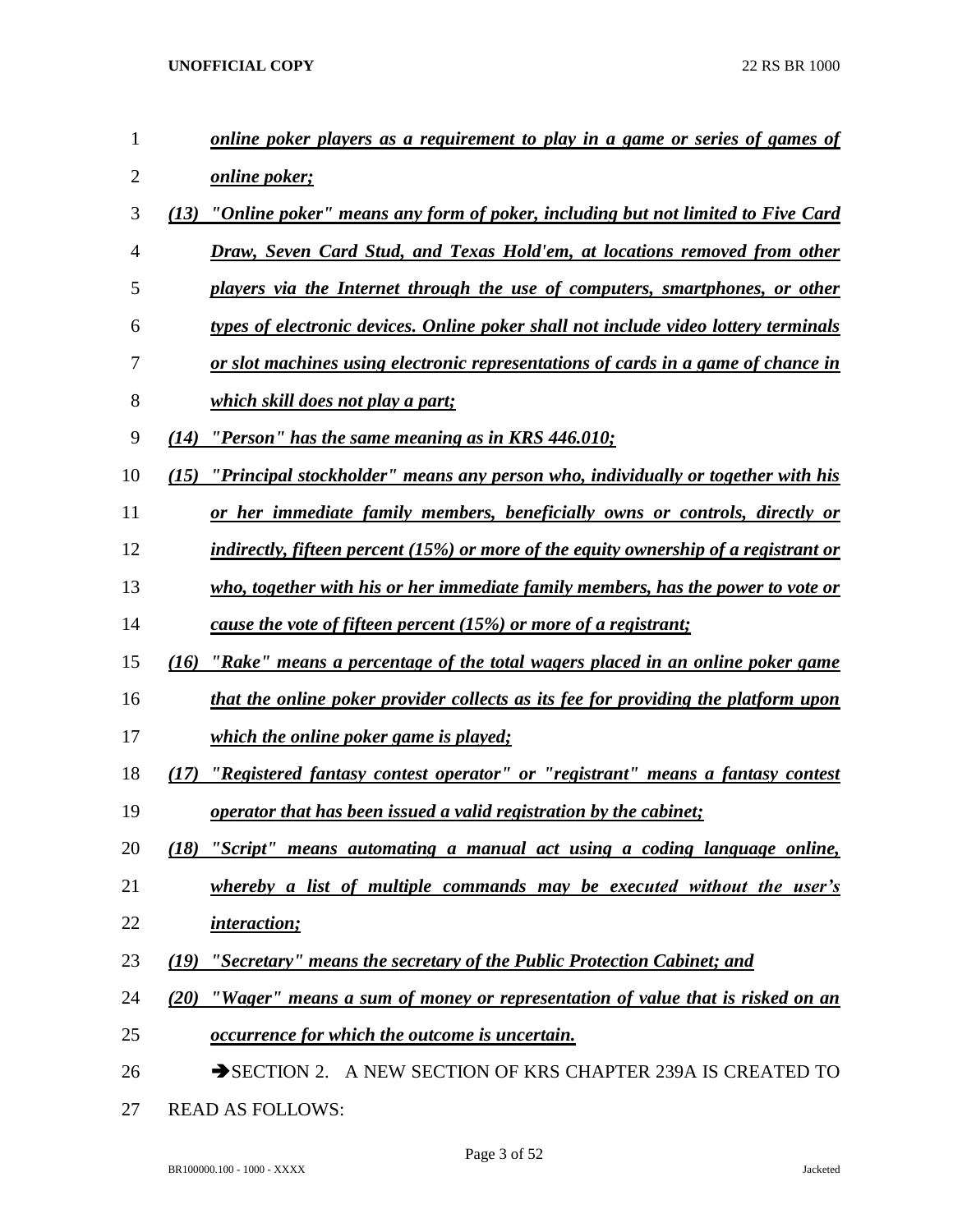*online poker players as a requirement to play in a game or series of games of online poker;*

*(13) "Online poker" means any form of poker, including but not limited to Five Card Draw, Seven Card Stud, and Texas Hold'em, at locations removed from other players via the Internet through the use of computers, smartphones, or other types of electronic devices. Online poker shall not include video lottery terminals or slot machines using electronic representations of cards in a game of chance in which skill does not play a part;*

*(14) "Person" has the same meaning as in KRS 446.010;*

*(15) "Principal stockholder" means any person who, individually or together with his or her immediate family members, beneficially owns or controls, directly or indirectly, fifteen percent (15%) or more of the equity ownership of a registrant or who, together with his or her immediate family members, has the power to vote or cause the vote of fifteen percent (15%) or more of a registrant;*

*(16) "Rake" means a percentage of the total wagers placed in an online poker game that the online poker provider collects as its fee for providing the platform upon which the online poker game is played;*

*(17) "Registered fantasy contest operator" or "registrant" means a fantasy contest operator that has been issued a valid registration by the cabinet;*

*(18) "Script" means automating a manual act using a coding language online, whereby a list of multiple commands may be executed without the user's interaction;*

*(19) "Secretary" means the secretary of the Public Protection Cabinet; and*

*(20) "Wager" means a sum of money or representation of value that is risked on an occurrence for which the outcome is uncertain.*

➔SECTION 2. A NEW SECTION OF KRS CHAPTER 239A IS CREATED TO READ AS FOLLOWS: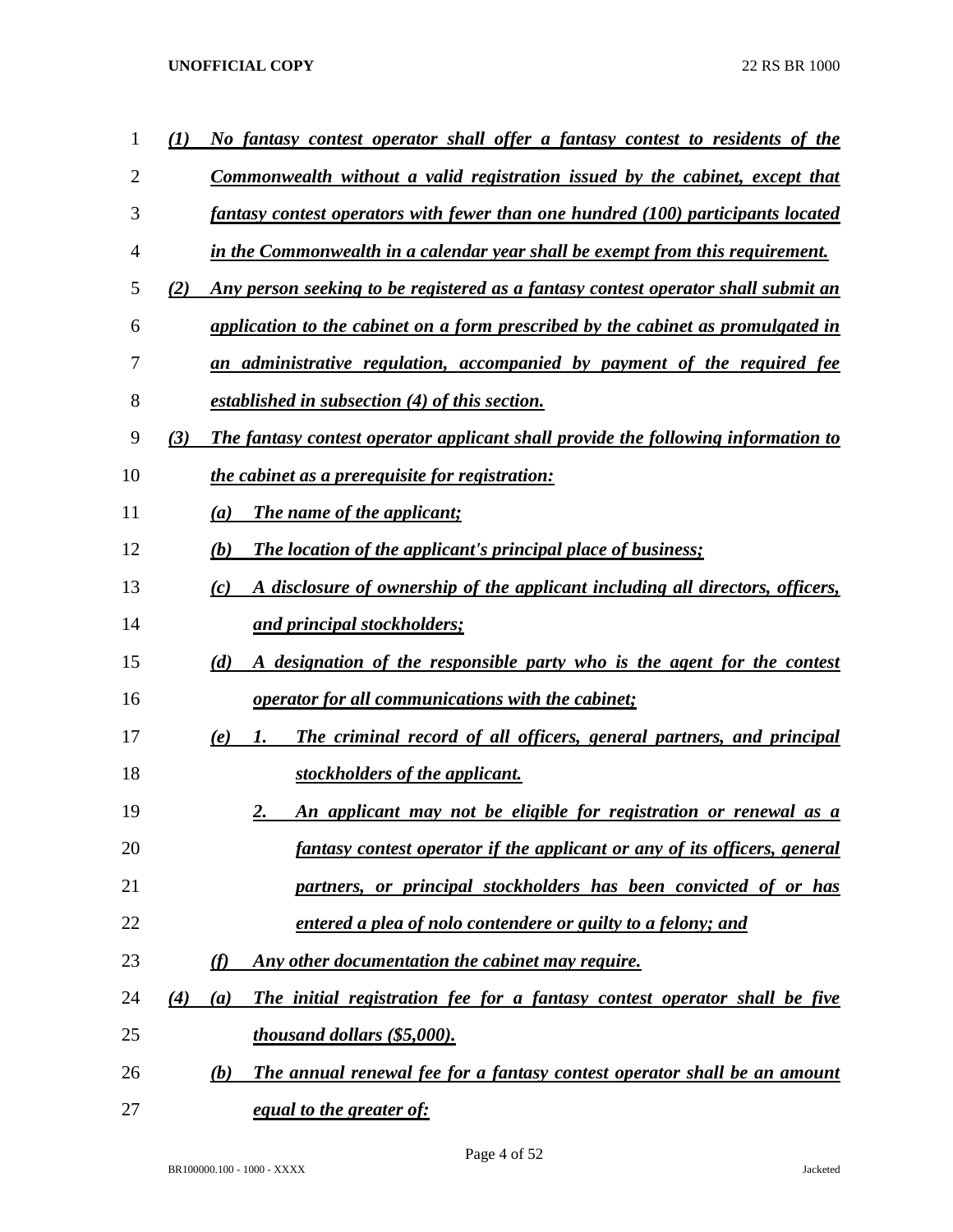***(1) No fantasy contest operator shall offer a fantasy contest to residents of the Commonwealth without a valid registration issued by the cabinet, except that fantasy contest operators with fewer than one hundred (100) participants located in the Commonwealth in a calendar year shall be exempt from this requirement.***

***(2) Any person seeking to be registered as a fantasy contest operator shall submit an application to the cabinet on a form prescribed by the cabinet as promulgated in an administrative regulation, accompanied by payment of the required fee established in subsection (4) of this section.***

***(3) The fantasy contest operator applicant shall provide the following information to the cabinet as a prerequisite for registration:***

- ***(a) The name of the applicant;***
- ***(b) The location of the applicant's principal place of business;***
- ***(c) A disclosure of ownership of the applicant including all directors, officers, and principal stockholders;***
- ***(d) A designation of the responsible party who is the agent for the contest operator for all communications with the cabinet;***
- ***(e) 1. The criminal record of all officers, general partners, and principal stockholders of the applicant.***
  - ***2. An applicant may not be eligible for registration or renewal as a fantasy contest operator if the applicant or any of its officers, general partners, or principal stockholders has been convicted of or has entered a plea of nolo contendere or guilty to a felony; and***
- ***(f) Any other documentation the cabinet may require.***

***(4) (a) The initial registration fee for a fantasy contest operator shall be five thousand dollars ($5,000).***

- ***(b) The annual renewal fee for a fantasy contest operator shall be an amount equal to the greater of:***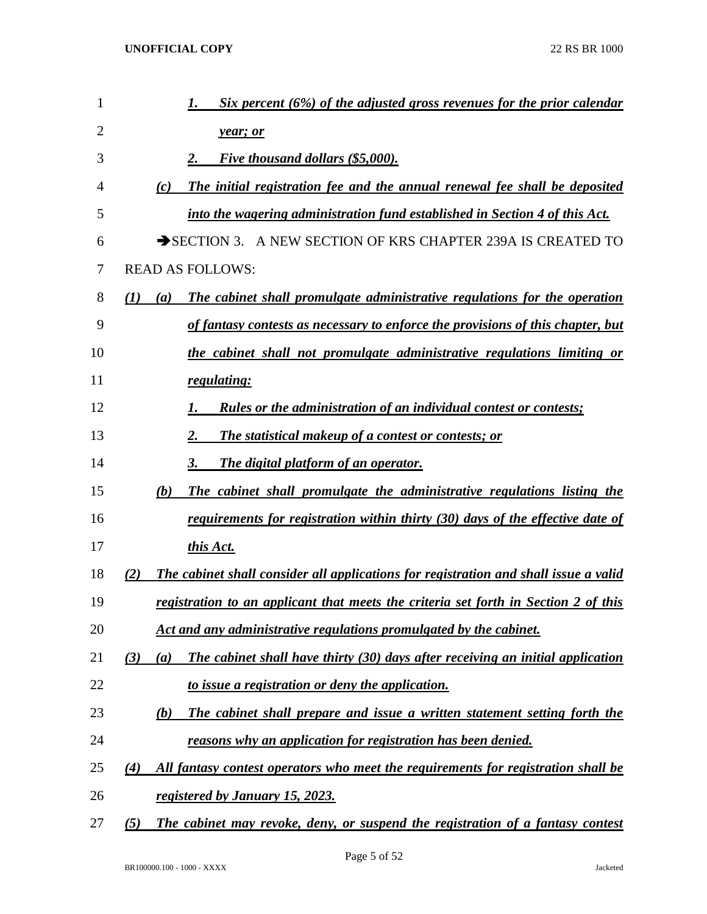*1. Six percent (6%) of the adjusted gross revenues for the prior calendar year; or*

*2. Five thousand dollars ($5,000).*

*(c) The initial registration fee and the annual renewal fee shall be deposited into the wagering administration fund established in Section 4 of this Act.*

➔SECTION 3. A NEW SECTION OF KRS CHAPTER 239A IS CREATED TO READ AS FOLLOWS:

*(1) (a) The cabinet shall promulgate administrative regulations for the operation of fantasy contests as necessary to enforce the provisions of this chapter, but the cabinet shall not promulgate administrative regulations limiting or regulating:*

*1. Rules or the administration of an individual contest or contests;*

*2. The statistical makeup of a contest or contests; or*

*3. The digital platform of an operator.*

*(b) The cabinet shall promulgate the administrative regulations listing the requirements for registration within thirty (30) days of the effective date of this Act.*

*(2) The cabinet shall consider all applications for registration and shall issue a valid registration to an applicant that meets the criteria set forth in Section 2 of this Act and any administrative regulations promulgated by the cabinet.*

*(3) (a) The cabinet shall have thirty (30) days after receiving an initial application to issue a registration or deny the application.*

*(b) The cabinet shall prepare and issue a written statement setting forth the reasons why an application for registration has been denied.*

*(4) All fantasy contest operators who meet the requirements for registration shall be registered by January 15, 2023.*

*(5) The cabinet may revoke, deny, or suspend the registration of a fantasy contest*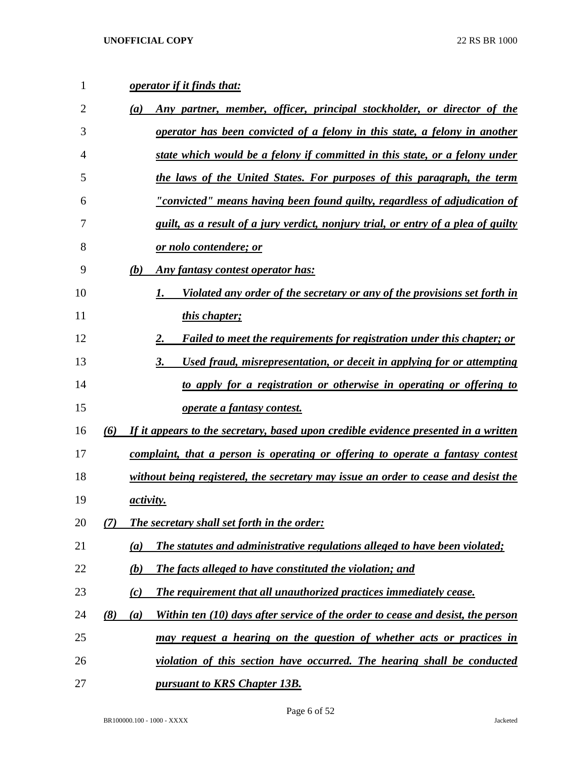*operator if it finds that:*

*(a) Any partner, member, officer, principal stockholder, or director of the operator has been convicted of a felony in this state, a felony in another state which would be a felony if committed in this state, or a felony under the laws of the United States. For purposes of this paragraph, the term "convicted" means having been found guilty, regardless of adjudication of guilt, as a result of a jury verdict, nonjury trial, or entry of a plea of guilty or nolo contendere; or*

*(b) Any fantasy contest operator has:*

*1. Violated any order of the secretary or any of the provisions set forth in this chapter;*

*2. Failed to meet the requirements for registration under this chapter; or*

*3. Used fraud, misrepresentation, or deceit in applying for or attempting to apply for a registration or otherwise in operating or offering to operate a fantasy contest.*

*(6) If it appears to the secretary, based upon credible evidence presented in a written complaint, that a person is operating or offering to operate a fantasy contest without being registered, the secretary may issue an order to cease and desist the activity.*

*(7) The secretary shall set forth in the order:*

*(a) The statutes and administrative regulations alleged to have been violated;*

*(b) The facts alleged to have constituted the violation; and*

*(c) The requirement that all unauthorized practices immediately cease.*

*(8) (a) Within ten (10) days after service of the order to cease and desist, the person may request a hearing on the question of whether acts or practices in violation of this section have occurred. The hearing shall be conducted pursuant to KRS Chapter 13B.*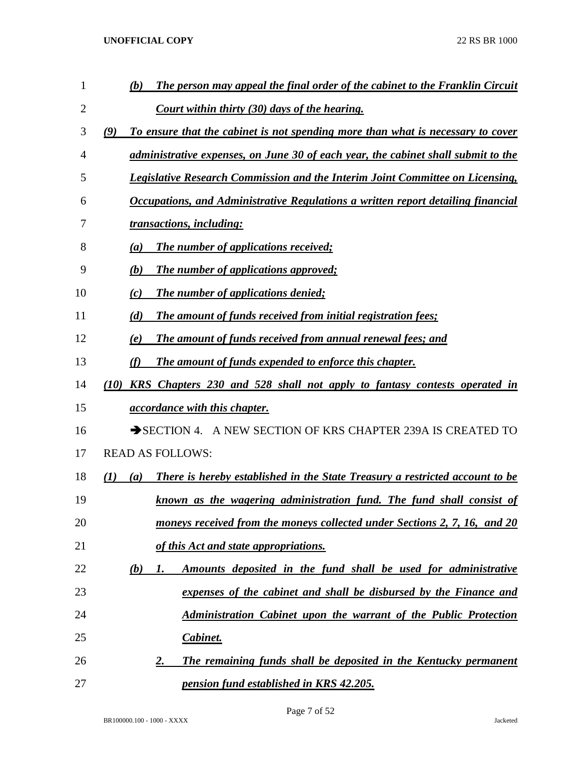*(b) The person may appeal the final order of the cabinet to the Franklin Circuit Court within thirty (30) days of the hearing.*

*(9) To ensure that the cabinet is not spending more than what is necessary to cover administrative expenses, on June 30 of each year, the cabinet shall submit to the Legislative Research Commission and the Interim Joint Committee on Licensing, Occupations, and Administrative Regulations a written report detailing financial transactions, including:*

*(a) The number of applications received;*

*(b) The number of applications approved;*

*(c) The number of applications denied;*

*(d) The amount of funds received from initial registration fees;*

*(e) The amount of funds received from annual renewal fees; and*

*(f) The amount of funds expended to enforce this chapter.*

*(10) KRS Chapters 230 and 528 shall not apply to fantasy contests operated in accordance with this chapter.*

➔SECTION 4. A NEW SECTION OF KRS CHAPTER 239A IS CREATED TO READ AS FOLLOWS:

*(1) (a) There is hereby established in the State Treasury a restricted account to be known as the wagering administration fund. The fund shall consist of moneys received from the moneys collected under Sections 2, 7, 16, and 20 of this Act and state appropriations.*

*(b) 1. Amounts deposited in the fund shall be used for administrative expenses of the cabinet and shall be disbursed by the Finance and Administration Cabinet upon the warrant of the Public Protection Cabinet.*

*2. The remaining funds shall be deposited in the Kentucky permanent pension fund established in KRS 42.205.*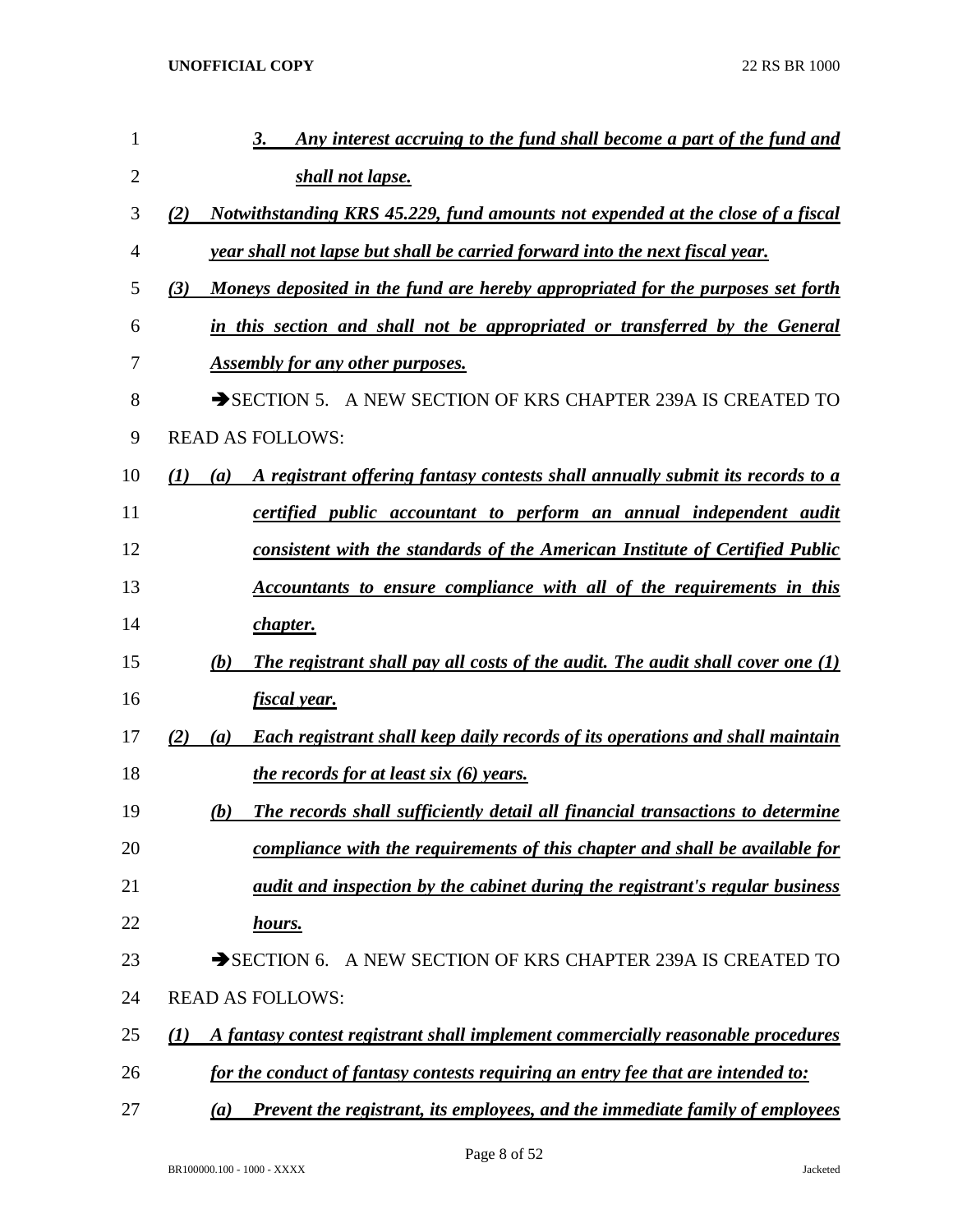*3. Any interest accruing to the fund shall become a part of the fund and shall not lapse.*

*(2) Notwithstanding KRS 45.229, fund amounts not expended at the close of a fiscal year shall not lapse but shall be carried forward into the next fiscal year.*

*(3) Moneys deposited in the fund are hereby appropriated for the purposes set forth in this section and shall not be appropriated or transferred by the General Assembly for any other purposes.*

➔SECTION 5. A NEW SECTION OF KRS CHAPTER 239A IS CREATED TO READ AS FOLLOWS:

*(1) (a) A registrant offering fantasy contests shall annually submit its records to a certified public accountant to perform an annual independent audit consistent with the standards of the American Institute of Certified Public Accountants to ensure compliance with all of the requirements in this chapter.*

*(b) The registrant shall pay all costs of the audit. The audit shall cover one (1) fiscal year.*

*(2) (a) Each registrant shall keep daily records of its operations and shall maintain the records for at least six (6) years.*

*(b) The records shall sufficiently detail all financial transactions to determine compliance with the requirements of this chapter and shall be available for audit and inspection by the cabinet during the registrant's regular business hours.*

➔SECTION 6. A NEW SECTION OF KRS CHAPTER 239A IS CREATED TO READ AS FOLLOWS:

*(1) A fantasy contest registrant shall implement commercially reasonable procedures for the conduct of fantasy contests requiring an entry fee that are intended to:*

*(a) Prevent the registrant, its employees, and the immediate family of employees*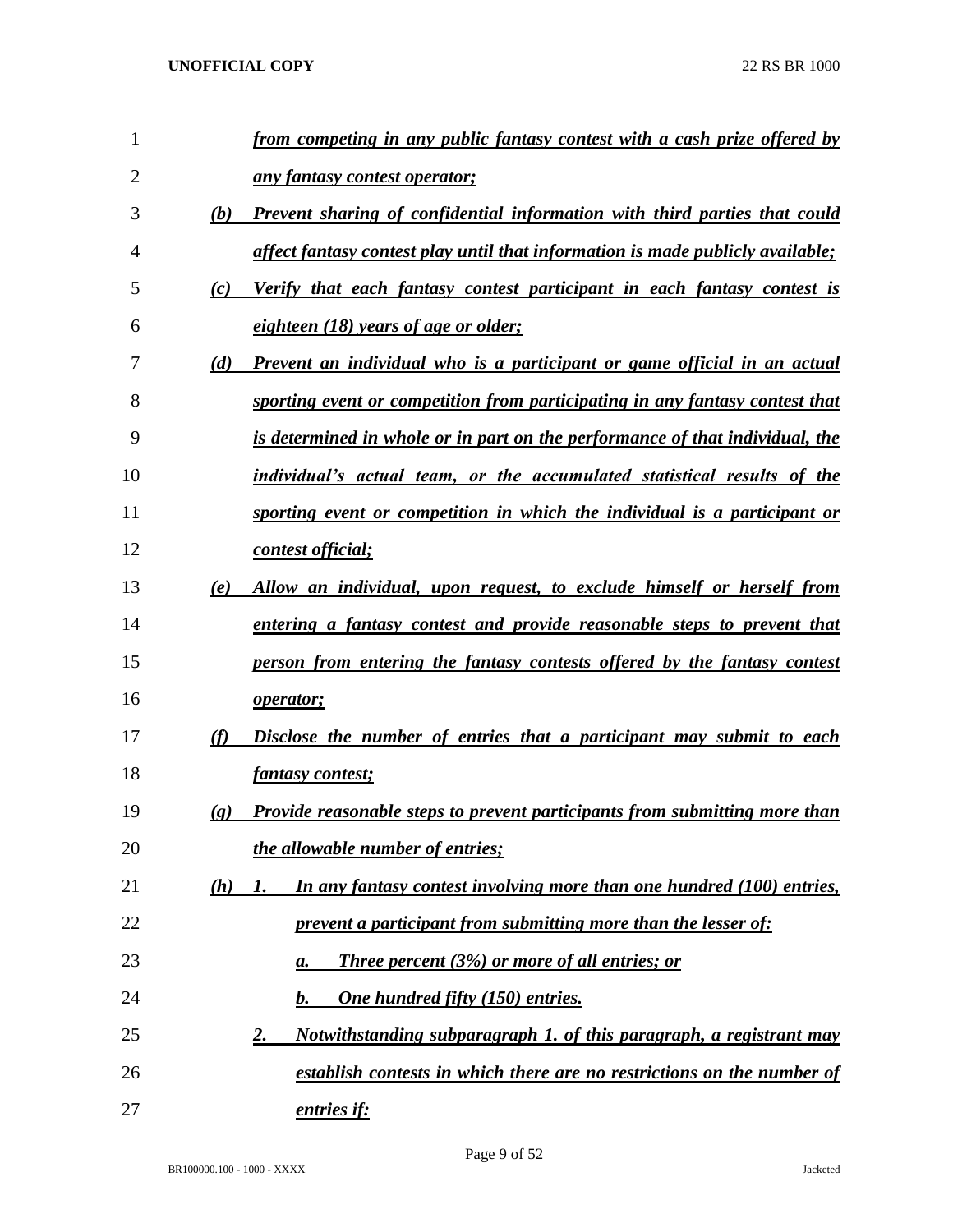*from competing in any public fantasy contest with a cash prize offered by any fantasy contest operator;*

*(b) Prevent sharing of confidential information with third parties that could affect fantasy contest play until that information is made publicly available;*

*(c) Verify that each fantasy contest participant in each fantasy contest is eighteen (18) years of age or older;*

*(d) Prevent an individual who is a participant or game official in an actual sporting event or competition from participating in any fantasy contest that is determined in whole or in part on the performance of that individual, the individual's actual team, or the accumulated statistical results of the sporting event or competition in which the individual is a participant or contest official;*

*(e) Allow an individual, upon request, to exclude himself or herself from entering a fantasy contest and provide reasonable steps to prevent that person from entering the fantasy contests offered by the fantasy contest operator;*

*(f) Disclose the number of entries that a participant may submit to each fantasy contest;*

*(g) Provide reasonable steps to prevent participants from submitting more than the allowable number of entries;*

*(h) 1. In any fantasy contest involving more than one hundred (100) entries, prevent a participant from submitting more than the lesser of:*

*a. Three percent (3%) or more of all entries; or*

*b. One hundred fifty (150) entries.*

*2. Notwithstanding subparagraph 1. of this paragraph, a registrant may establish contests in which there are no restrictions on the number of entries if:*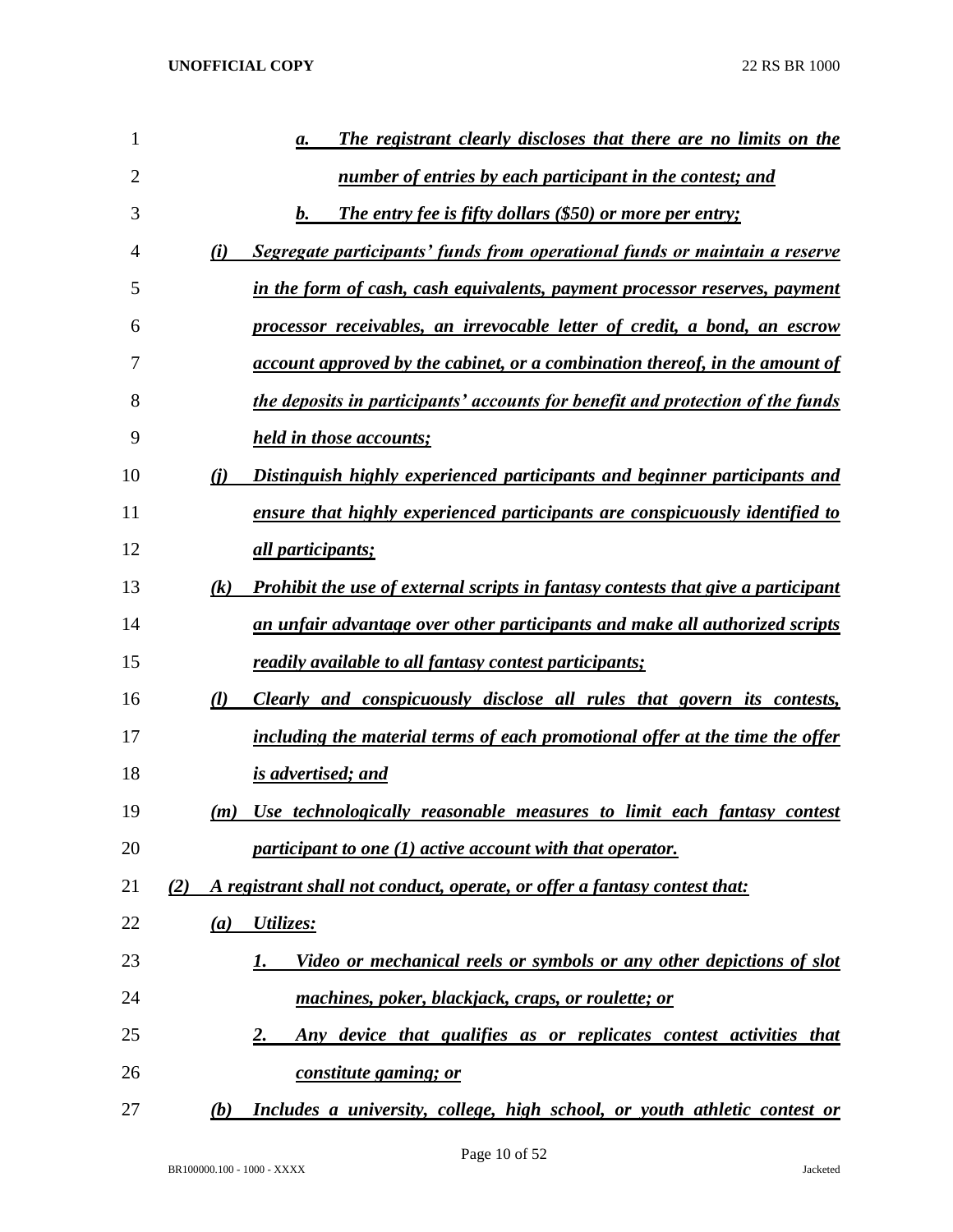a. *The registrant clearly discloses that there are no limits on the number of entries by each participant in the contest; and*

b. *The entry fee is fifty dollars ($50) or more per entry;*

(i) *Segregate participants' funds from operational funds or maintain a reserve in the form of cash, cash equivalents, payment processor reserves, payment processor receivables, an irrevocable letter of credit, a bond, an escrow account approved by the cabinet, or a combination thereof, in the amount of the deposits in participants' accounts for benefit and protection of the funds held in those accounts;*

(j) *Distinguish highly experienced participants and beginner participants and ensure that highly experienced participants are conspicuously identified to all participants;*

(k) *Prohibit the use of external scripts in fantasy contests that give a participant an unfair advantage over other participants and make all authorized scripts readily available to all fantasy contest participants;*

(l) *Clearly and conspicuously disclose all rules that govern its contests, including the material terms of each promotional offer at the time the offer is advertised; and*

(m) *Use technologically reasonable measures to limit each fantasy contest participant to one (1) active account with that operator.*

(2) *A registrant shall not conduct, operate, or offer a fantasy contest that:*

(a) *Utilizes:*

1. *Video or mechanical reels or symbols or any other depictions of slot machines, poker, blackjack, craps, or roulette; or*

2. *Any device that qualifies as or replicates contest activities that constitute gaming; or*

(b) *Includes a university, college, high school, or youth athletic contest or*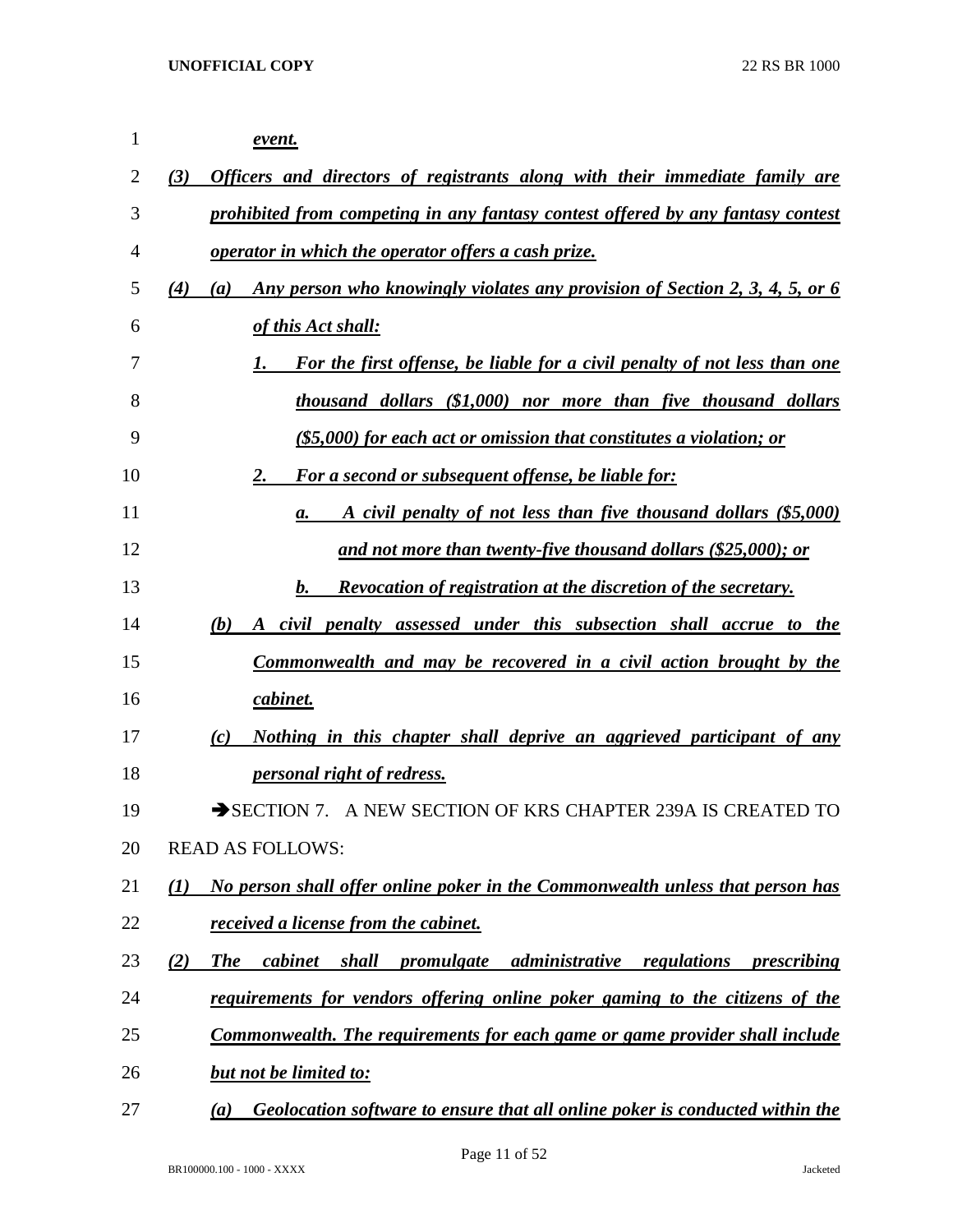*event.*

*(3) Officers and directors of registrants along with their immediate family are prohibited from competing in any fantasy contest offered by any fantasy contest operator in which the operator offers a cash prize.*

*(4) (a) Any person who knowingly violates any provision of Section 2, 3, 4, 5, or 6 of this Act shall:*

*1. For the first offense, be liable for a civil penalty of not less than one thousand dollars ($1,000) nor more than five thousand dollars ($5,000) for each act or omission that constitutes a violation; or*

*2. For a second or subsequent offense, be liable for:*

*a. A civil penalty of not less than five thousand dollars ($5,000) and not more than twenty-five thousand dollars ($25,000); or*

*b. Revocation of registration at the discretion of the secretary.*

*(b) A civil penalty assessed under this subsection shall accrue to the Commonwealth and may be recovered in a civil action brought by the cabinet.*

*(c) Nothing in this chapter shall deprive an aggrieved participant of any personal right of redress.*

➔SECTION 7. A NEW SECTION OF KRS CHAPTER 239A IS CREATED TO READ AS FOLLOWS:

*(1) No person shall offer online poker in the Commonwealth unless that person has received a license from the cabinet.*

*(2) The cabinet shall promulgate administrative regulations prescribing requirements for vendors offering online poker gaming to the citizens of the Commonwealth. The requirements for each game or game provider shall include but not be limited to:*

*(a) Geolocation software to ensure that all online poker is conducted within the*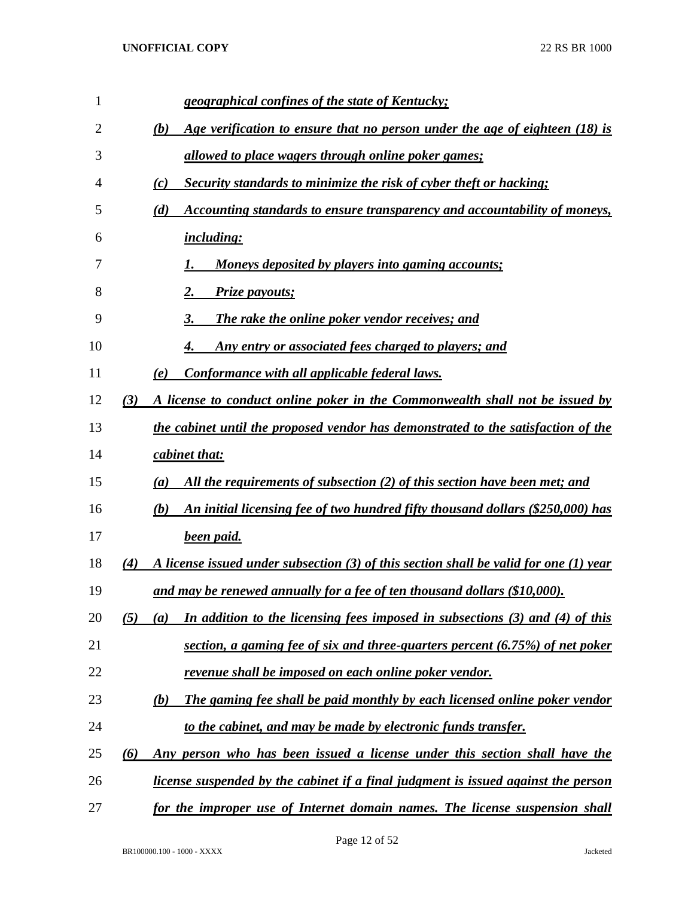*geographical confines of the state of Kentucky;*

(b) *Age verification to ensure that no person under the age of eighteen (18) is allowed to place wagers through online poker games;*

(c) *Security standards to minimize the risk of cyber theft or hacking;*

(d) *Accounting standards to ensure transparency and accountability of moneys, including:*

1. *Moneys deposited by players into gaming accounts;*
2. *Prize payouts;*
3. *The rake the online poker vendor receives; and*
4. *Any entry or associated fees charged to players; and*

(e) *Conformance with all applicable federal laws.*

(3) *A license to conduct online poker in the Commonwealth shall not be issued by the cabinet until the proposed vendor has demonstrated to the satisfaction of the cabinet that:*

(a) *All the requirements of subsection (2) of this section have been met; and*

(b) *An initial licensing fee of two hundred fifty thousand dollars ($250,000) has been paid.*

(4) *A license issued under subsection (3) of this section shall be valid for one (1) year and may be renewed annually for a fee of ten thousand dollars ($10,000).*

(5) (a) *In addition to the licensing fees imposed in subsections (3) and (4) of this section, a gaming fee of six and three-quarters percent (6.75%) of net poker revenue shall be imposed on each online poker vendor.*

(b) *The gaming fee shall be paid monthly by each licensed online poker vendor to the cabinet, and may be made by electronic funds transfer.*

(6) *Any person who has been issued a license under this section shall have the license suspended by the cabinet if a final judgment is issued against the person for the improper use of Internet domain names. The license suspension shall*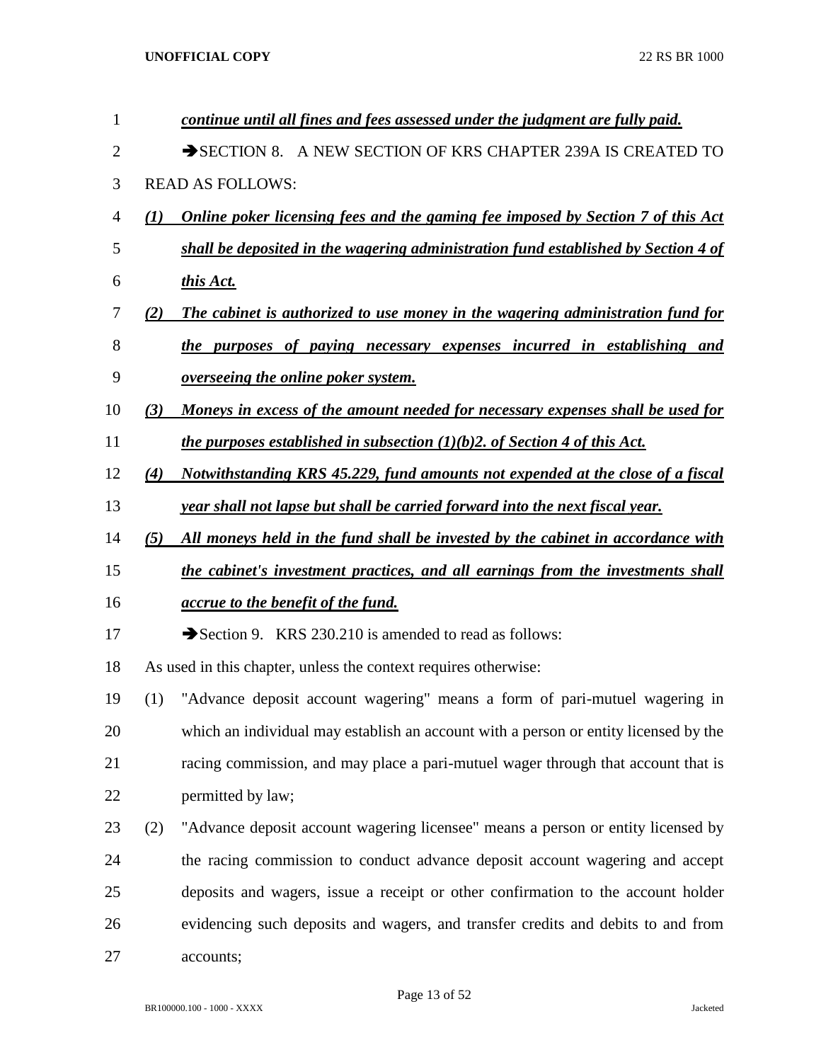***continue until all fines and fees assessed under the judgment are fully paid.***

➔SECTION 8. A NEW SECTION OF KRS CHAPTER 239A IS CREATED TO READ AS FOLLOWS:

***(1) Online poker licensing fees and the gaming fee imposed by Section 7 of this Act shall be deposited in the wagering administration fund established by Section 4 of this Act.***

***(2) The cabinet is authorized to use money in the wagering administration fund for the purposes of paying necessary expenses incurred in establishing and overseeing the online poker system.***

***(3) Moneys in excess of the amount needed for necessary expenses shall be used for the purposes established in subsection (1)(b)2. of Section 4 of this Act.***

***(4) Notwithstanding KRS 45.229, fund amounts not expended at the close of a fiscal year shall not lapse but shall be carried forward into the next fiscal year.***

***(5) All moneys held in the fund shall be invested by the cabinet in accordance with the cabinet's investment practices, and all earnings from the investments shall accrue to the benefit of the fund.***

➔Section 9. KRS 230.210 is amended to read as follows:

As used in this chapter, unless the context requires otherwise:

(1) "Advance deposit account wagering" means a form of pari-mutuel wagering in which an individual may establish an account with a person or entity licensed by the racing commission, and may place a pari-mutuel wager through that account that is permitted by law;

(2) "Advance deposit account wagering licensee" means a person or entity licensed by the racing commission to conduct advance deposit account wagering and accept deposits and wagers, issue a receipt or other confirmation to the account holder evidencing such deposits and wagers, and transfer credits and debits to and from accounts;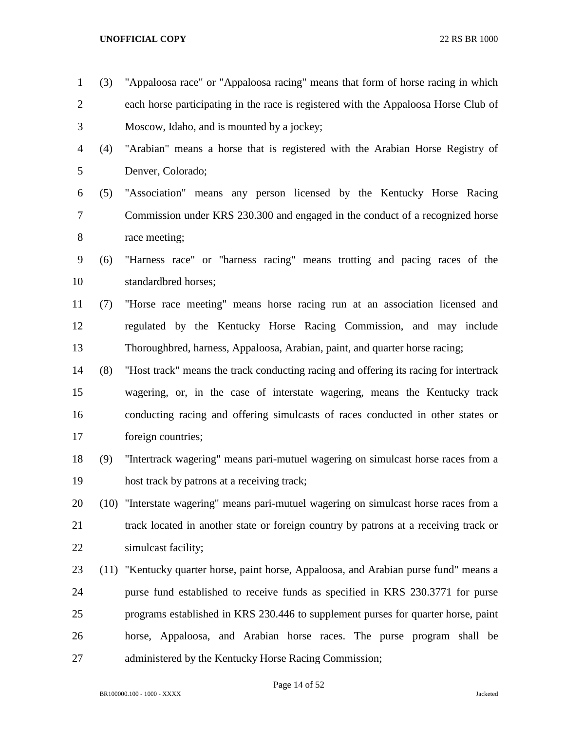(3) "Appaloosa race" or "Appaloosa racing" means that form of horse racing in which each horse participating in the race is registered with the Appaloosa Horse Club of Moscow, Idaho, and is mounted by a jockey;

(4) "Arabian" means a horse that is registered with the Arabian Horse Registry of Denver, Colorado;

(5) "Association" means any person licensed by the Kentucky Horse Racing Commission under KRS 230.300 and engaged in the conduct of a recognized horse race meeting;

(6) "Harness race" or "harness racing" means trotting and pacing races of the standardbred horses;

(7) "Horse race meeting" means horse racing run at an association licensed and regulated by the Kentucky Horse Racing Commission, and may include Thoroughbred, harness, Appaloosa, Arabian, paint, and quarter horse racing;

(8) "Host track" means the track conducting racing and offering its racing for intertrack wagering, or, in the case of interstate wagering, means the Kentucky track conducting racing and offering simulcasts of races conducted in other states or foreign countries;

(9) "Intertrack wagering" means pari-mutuel wagering on simulcast horse races from a host track by patrons at a receiving track;

(10) "Interstate wagering" means pari-mutuel wagering on simulcast horse races from a track located in another state or foreign country by patrons at a receiving track or simulcast facility;

(11) "Kentucky quarter horse, paint horse, Appaloosa, and Arabian purse fund" means a purse fund established to receive funds as specified in KRS 230.3771 for purse programs established in KRS 230.446 to supplement purses for quarter horse, paint horse, Appaloosa, and Arabian horse races. The purse program shall be administered by the Kentucky Horse Racing Commission;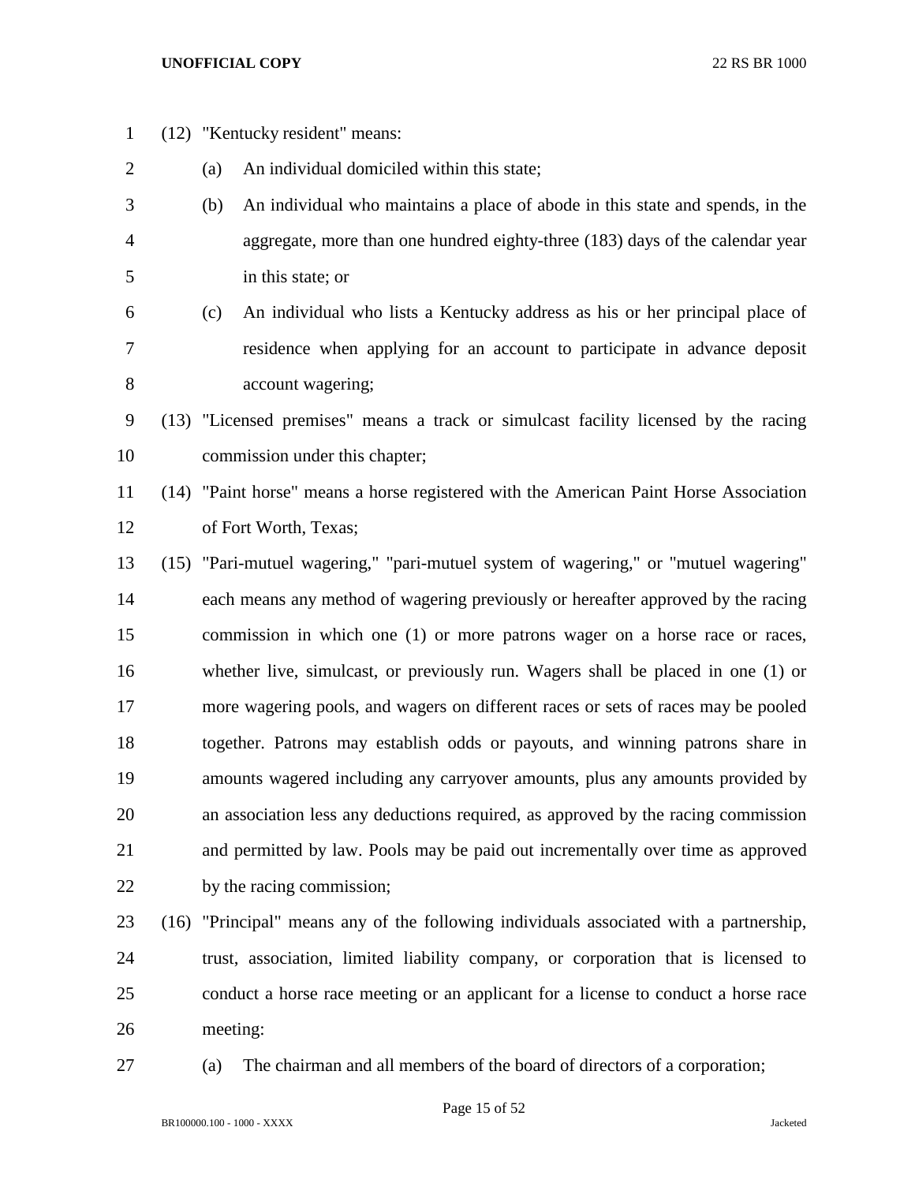(12) "Kentucky resident" means:

(a) An individual domiciled within this state;

(b) An individual who maintains a place of abode in this state and spends, in the aggregate, more than one hundred eighty-three (183) days of the calendar year in this state; or

(c) An individual who lists a Kentucky address as his or her principal place of residence when applying for an account to participate in advance deposit account wagering;

(13) "Licensed premises" means a track or simulcast facility licensed by the racing commission under this chapter;

(14) "Paint horse" means a horse registered with the American Paint Horse Association of Fort Worth, Texas;

(15) "Pari-mutuel wagering," "pari-mutuel system of wagering," or "mutuel wagering" each means any method of wagering previously or hereafter approved by the racing commission in which one (1) or more patrons wager on a horse race or races, whether live, simulcast, or previously run. Wagers shall be placed in one (1) or more wagering pools, and wagers on different races or sets of races may be pooled together. Patrons may establish odds or payouts, and winning patrons share in amounts wagered including any carryover amounts, plus any amounts provided by an association less any deductions required, as approved by the racing commission and permitted by law. Pools may be paid out incrementally over time as approved by the racing commission;

(16) "Principal" means any of the following individuals associated with a partnership, trust, association, limited liability company, or corporation that is licensed to conduct a horse race meeting or an applicant for a license to conduct a horse race meeting:

(a) The chairman and all members of the board of directors of a corporation;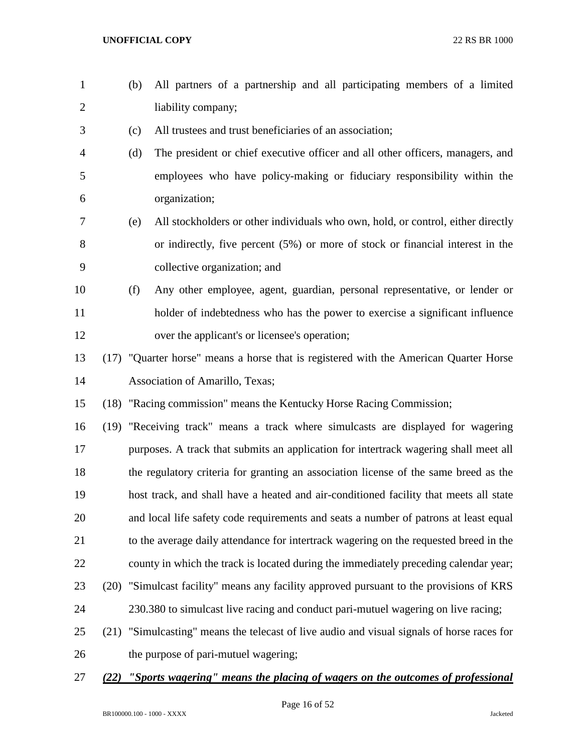(b) All partners of a partnership and all participating members of a limited liability company;

(c) All trustees and trust beneficiaries of an association;

(d) The president or chief executive officer and all other officers, managers, and employees who have policy-making or fiduciary responsibility within the organization;

(e) All stockholders or other individuals who own, hold, or control, either directly or indirectly, five percent (5%) or more of stock or financial interest in the collective organization; and

(f) Any other employee, agent, guardian, personal representative, or lender or holder of indebtedness who has the power to exercise a significant influence over the applicant's or licensee's operation;

(17) "Quarter horse" means a horse that is registered with the American Quarter Horse Association of Amarillo, Texas;

(18) "Racing commission" means the Kentucky Horse Racing Commission;

(19) "Receiving track" means a track where simulcasts are displayed for wagering purposes. A track that submits an application for intertrack wagering shall meet all the regulatory criteria for granting an association license of the same breed as the host track, and shall have a heated and air-conditioned facility that meets all state and local life safety code requirements and seats a number of patrons at least equal to the average daily attendance for intertrack wagering on the requested breed in the county in which the track is located during the immediately preceding calendar year;

(20) "Simulcast facility" means any facility approved pursuant to the provisions of KRS 230.380 to simulcast live racing and conduct pari-mutuel wagering on live racing;

(21) "Simulcasting" means the telecast of live audio and visual signals of horse races for the purpose of pari-mutuel wagering;

***(22) "Sports wagering" means the placing of wagers on the outcomes of professional***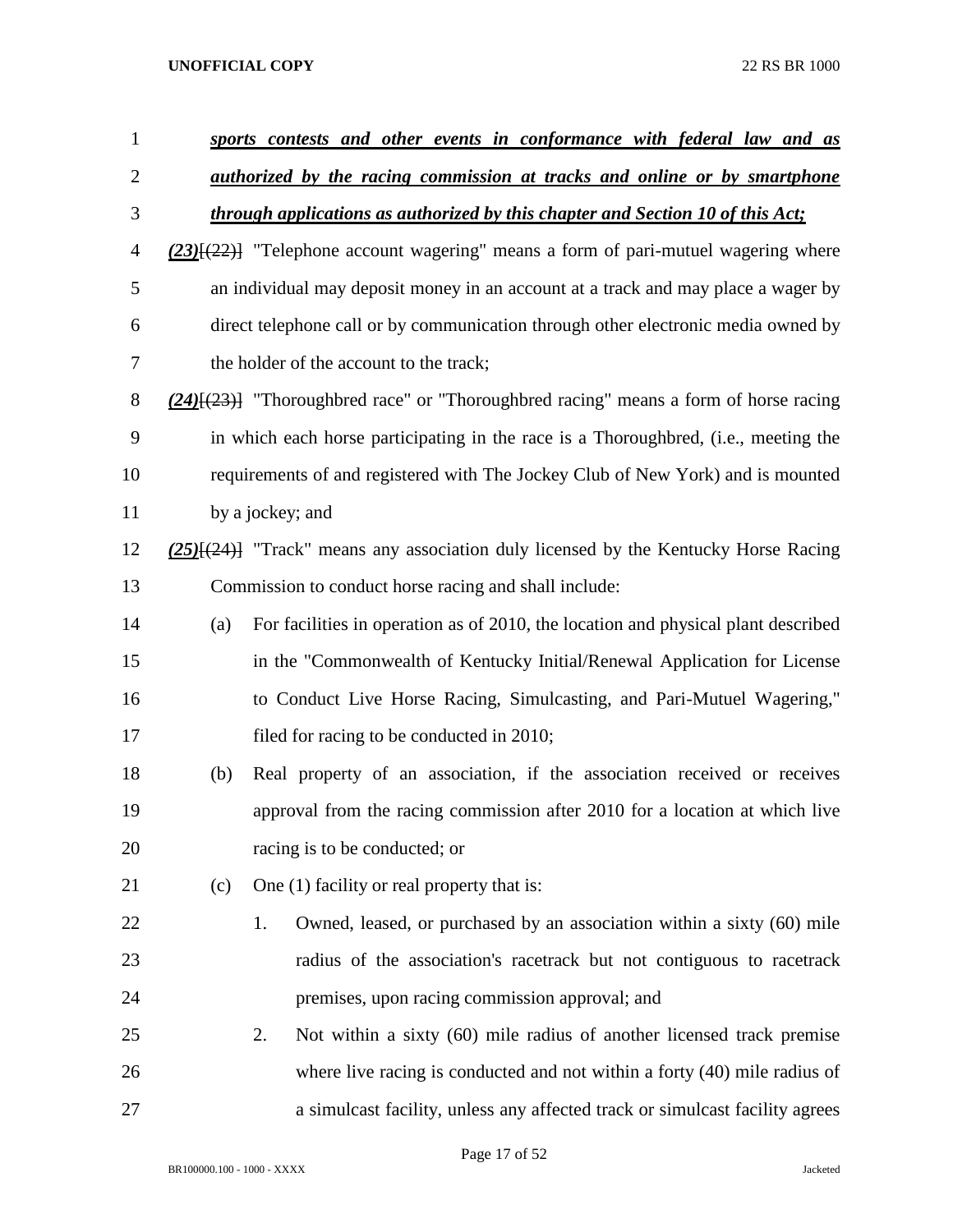***sports contests and other events in conformance with federal law and as authorized by the racing commission at tracks and online or by smartphone through applications as authorized by this chapter and Section 10 of this Act;***

***(23)***[(22)] "Telephone account wagering" means a form of pari-mutuel wagering where an individual may deposit money in an account at a track and may place a wager by direct telephone call or by communication through other electronic media owned by the holder of the account to the track;

***(24)***[(23)] "Thoroughbred race" or "Thoroughbred racing" means a form of horse racing in which each horse participating in the race is a Thoroughbred, (i.e., meeting the requirements of and registered with The Jockey Club of New York) and is mounted by a jockey; and

***(25)***[(24)] "Track" means any association duly licensed by the Kentucky Horse Racing Commission to conduct horse racing and shall include:

(a) For facilities in operation as of 2010, the location and physical plant described in the "Commonwealth of Kentucky Initial/Renewal Application for License to Conduct Live Horse Racing, Simulcasting, and Pari-Mutuel Wagering," filed for racing to be conducted in 2010;

(b) Real property of an association, if the association received or receives approval from the racing commission after 2010 for a location at which live racing is to be conducted; or

(c) One (1) facility or real property that is:

1. Owned, leased, or purchased by an association within a sixty (60) mile radius of the association's racetrack but not contiguous to racetrack premises, upon racing commission approval; and

2. Not within a sixty (60) mile radius of another licensed track premise where live racing is conducted and not within a forty (40) mile radius of a simulcast facility, unless any affected track or simulcast facility agrees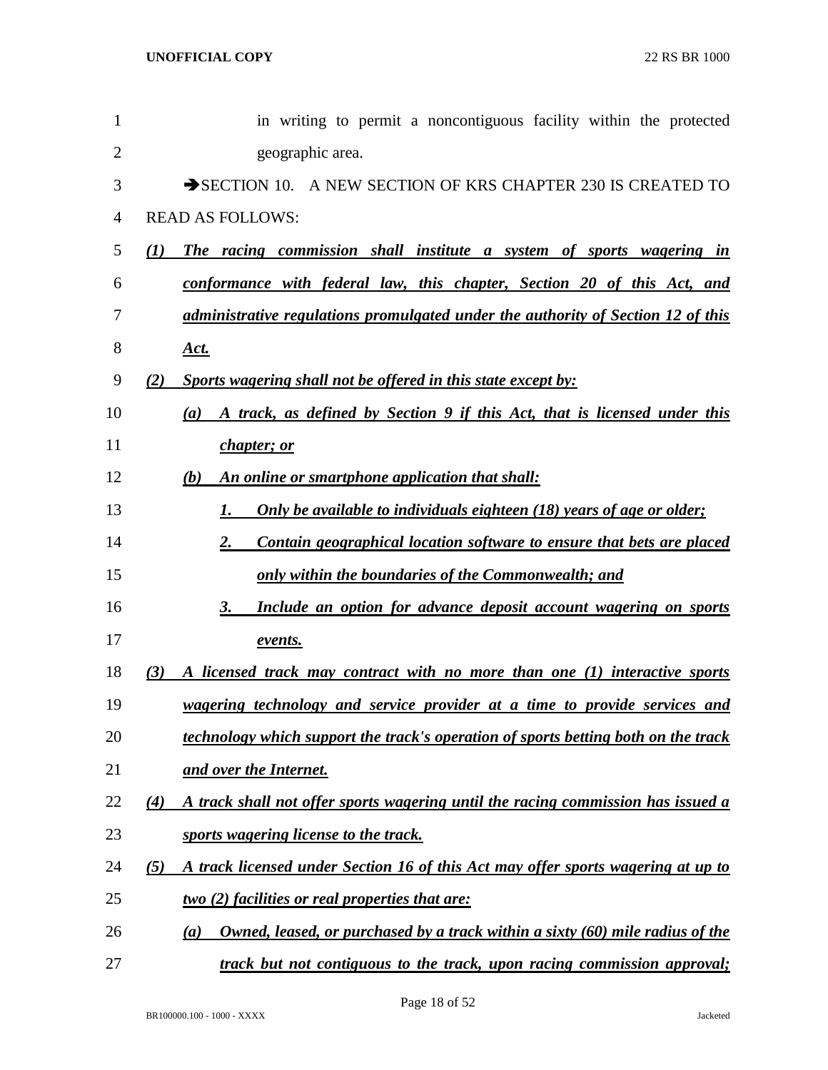in writing to permit a noncontiguous facility within the protected geographic area.

→SECTION 10. A NEW SECTION OF KRS CHAPTER 230 IS CREATED TO READ AS FOLLOWS:

***(1) The racing commission shall institute a system of sports wagering in conformance with federal law, this chapter, Section 20 of this Act, and administrative regulations promulgated under the authority of Section 12 of this Act.***

***(2) Sports wagering shall not be offered in this state except by:***

***(a) A track, as defined by Section 9 if this Act, that is licensed under this chapter; or***

***(b) An online or smartphone application that shall:***

***1. Only be available to individuals eighteen (18) years of age or older;***

***2. Contain geographical location software to ensure that bets are placed only within the boundaries of the Commonwealth; and***

***3. Include an option for advance deposit account wagering on sports events.***

***(3) A licensed track may contract with no more than one (1) interactive sports wagering technology and service provider at a time to provide services and technology which support the track's operation of sports betting both on the track and over the Internet.***

***(4) A track shall not offer sports wagering until the racing commission has issued a sports wagering license to the track.***

***(5) A track licensed under Section 16 of this Act may offer sports wagering at up to two (2) facilities or real properties that are:***

***(a) Owned, leased, or purchased by a track within a sixty (60) mile radius of the track but not contiguous to the track, upon racing commission approval;***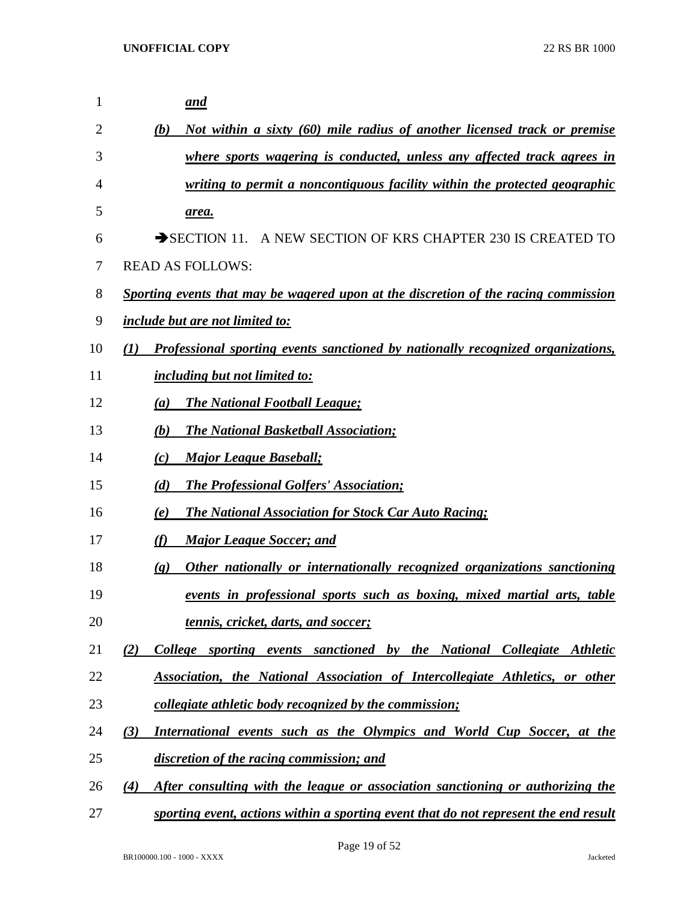***and***

***(b) Not within a sixty (60) mile radius of another licensed track or premise where sports wagering is conducted, unless any affected track agrees in writing to permit a noncontiguous facility within the protected geographic area.***

➔SECTION 11. A NEW SECTION OF KRS CHAPTER 230 IS CREATED TO READ AS FOLLOWS:

***Sporting events that may be wagered upon at the discretion of the racing commission include but are not limited to:***

***(1) Professional sporting events sanctioned by nationally recognized organizations, including but not limited to:***

***(a) The National Football League;***

***(b) The National Basketball Association;***

***(c) Major League Baseball;***

***(d) The Professional Golfers' Association;***

***(e) The National Association for Stock Car Auto Racing;***

***(f) Major League Soccer; and***

***(g) Other nationally or internationally recognized organizations sanctioning events in professional sports such as boxing, mixed martial arts, table tennis, cricket, darts, and soccer;***

***(2) College sporting events sanctioned by the National Collegiate Athletic Association, the National Association of Intercollegiate Athletics, or other collegiate athletic body recognized by the commission;***

***(3) International events such as the Olympics and World Cup Soccer, at the discretion of the racing commission; and***

***(4) After consulting with the league or association sanctioning or authorizing the sporting event, actions within a sporting event that do not represent the end result***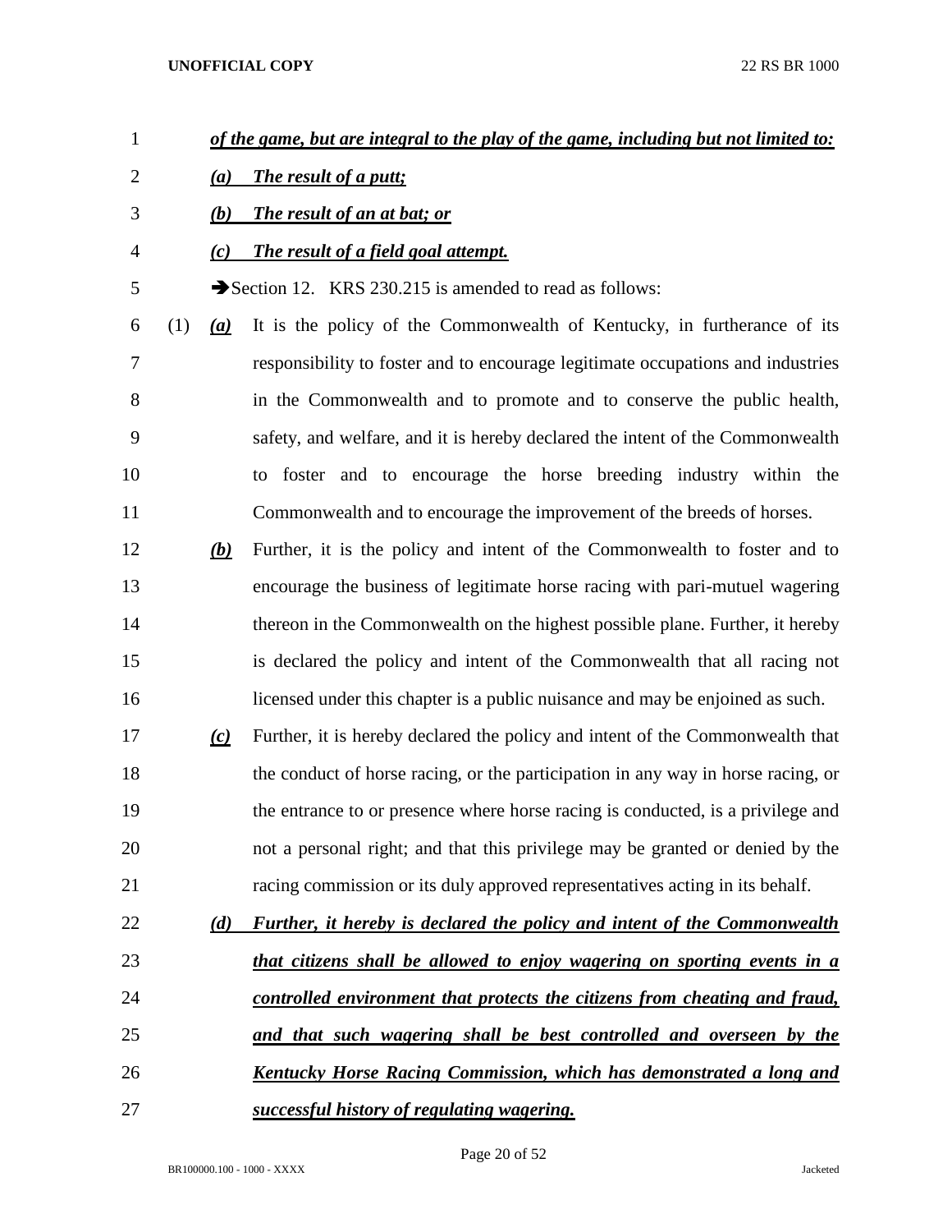***of the game, but are integral to the play of the game, including but not limited to:***

***(a) The result of a putt;***

***(b) The result of an at bat; or***

***(c) The result of a field goal attempt.***

➔Section 12. KRS 230.215 is amended to read as follows:

(1) ***(a)*** It is the policy of the Commonwealth of Kentucky, in furtherance of its responsibility to foster and to encourage legitimate occupations and industries in the Commonwealth and to promote and to conserve the public health, safety, and welfare, and it is hereby declared the intent of the Commonwealth to foster and to encourage the horse breeding industry within the Commonwealth and to encourage the improvement of the breeds of horses.

***(b)*** Further, it is the policy and intent of the Commonwealth to foster and to encourage the business of legitimate horse racing with pari-mutuel wagering thereon in the Commonwealth on the highest possible plane. Further, it hereby is declared the policy and intent of the Commonwealth that all racing not licensed under this chapter is a public nuisance and may be enjoined as such.

***(c)*** Further, it is hereby declared the policy and intent of the Commonwealth that the conduct of horse racing, or the participation in any way in horse racing, or the entrance to or presence where horse racing is conducted, is a privilege and not a personal right; and that this privilege may be granted or denied by the racing commission or its duly approved representatives acting in its behalf.

***(d) Further, it hereby is declared the policy and intent of the Commonwealth that citizens shall be allowed to enjoy wagering on sporting events in a controlled environment that protects the citizens from cheating and fraud, and that such wagering shall be best controlled and overseen by the Kentucky Horse Racing Commission, which has demonstrated a long and successful history of regulating wagering.***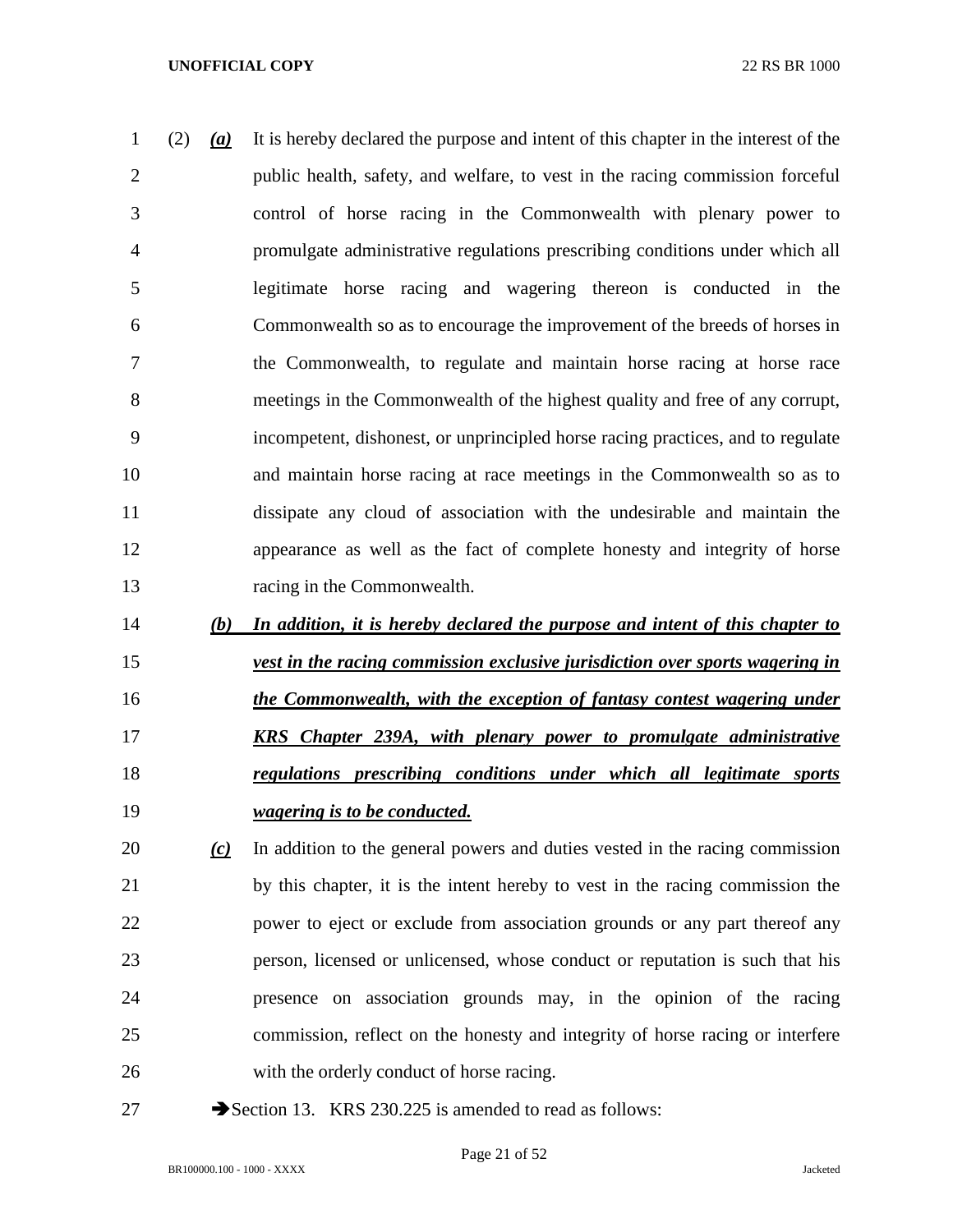(2) ***(a)*** It is hereby declared the purpose and intent of this chapter in the interest of the public health, safety, and welfare, to vest in the racing commission forceful control of horse racing in the Commonwealth with plenary power to promulgate administrative regulations prescribing conditions under which all legitimate horse racing and wagering thereon is conducted in the Commonwealth so as to encourage the improvement of the breeds of horses in the Commonwealth, to regulate and maintain horse racing at horse race meetings in the Commonwealth of the highest quality and free of any corrupt, incompetent, dishonest, or unprincipled horse racing practices, and to regulate and maintain horse racing at race meetings in the Commonwealth so as to dissipate any cloud of association with the undesirable and maintain the appearance as well as the fact of complete honesty and integrity of horse racing in the Commonwealth.

***(b) In addition, it is hereby declared the purpose and intent of this chapter to vest in the racing commission exclusive jurisdiction over sports wagering in the Commonwealth, with the exception of fantasy contest wagering under KRS Chapter 239A, with plenary power to promulgate administrative regulations prescribing conditions under which all legitimate sports wagering is to be conducted.***

***(c)*** In addition to the general powers and duties vested in the racing commission by this chapter, it is the intent hereby to vest in the racing commission the power to eject or exclude from association grounds or any part thereof any person, licensed or unlicensed, whose conduct or reputation is such that his presence on association grounds may, in the opinion of the racing commission, reflect on the honesty and integrity of horse racing or interfere with the orderly conduct of horse racing.

➔Section 13. KRS 230.225 is amended to read as follows: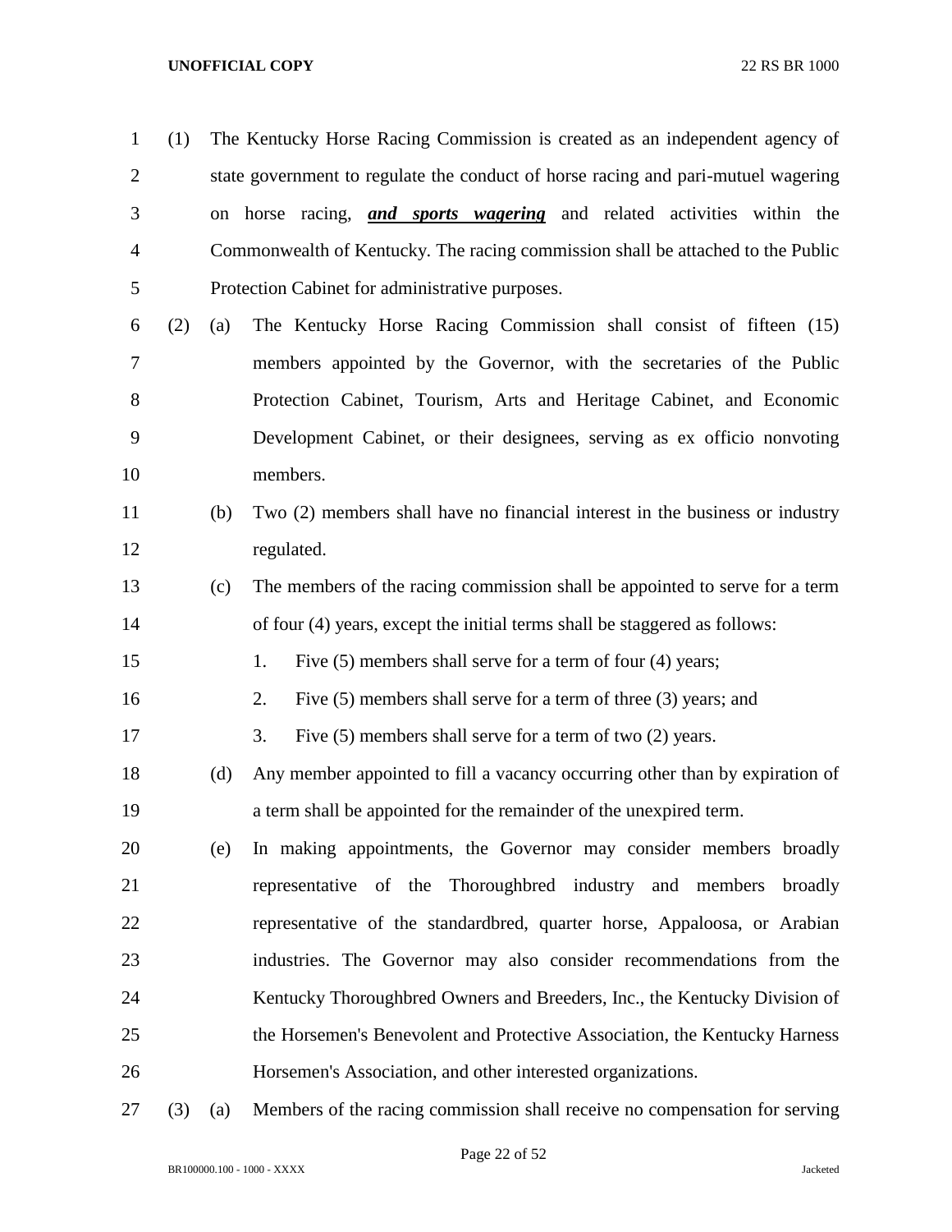(1) The Kentucky Horse Racing Commission is created as an independent agency of state government to regulate the conduct of horse racing and pari-mutuel wagering on horse racing, ***and sports wagering*** and related activities within the Commonwealth of Kentucky. The racing commission shall be attached to the Public Protection Cabinet for administrative purposes.

(2) (a) The Kentucky Horse Racing Commission shall consist of fifteen (15) members appointed by the Governor, with the secretaries of the Public Protection Cabinet, Tourism, Arts and Heritage Cabinet, and Economic Development Cabinet, or their designees, serving as ex officio nonvoting members.

(b) Two (2) members shall have no financial interest in the business or industry regulated.

(c) The members of the racing commission shall be appointed to serve for a term of four (4) years, except the initial terms shall be staggered as follows:

1. Five (5) members shall serve for a term of four (4) years;
2. Five (5) members shall serve for a term of three (3) years; and
3. Five (5) members shall serve for a term of two (2) years.

(d) Any member appointed to fill a vacancy occurring other than by expiration of a term shall be appointed for the remainder of the unexpired term.

(e) In making appointments, the Governor may consider members broadly representative of the Thoroughbred industry and members broadly representative of the standardbred, quarter horse, Appaloosa, or Arabian industries. The Governor may also consider recommendations from the Kentucky Thoroughbred Owners and Breeders, Inc., the Kentucky Division of the Horsemen's Benevolent and Protective Association, the Kentucky Harness Horsemen's Association, and other interested organizations.

(3) (a) Members of the racing commission shall receive no compensation for serving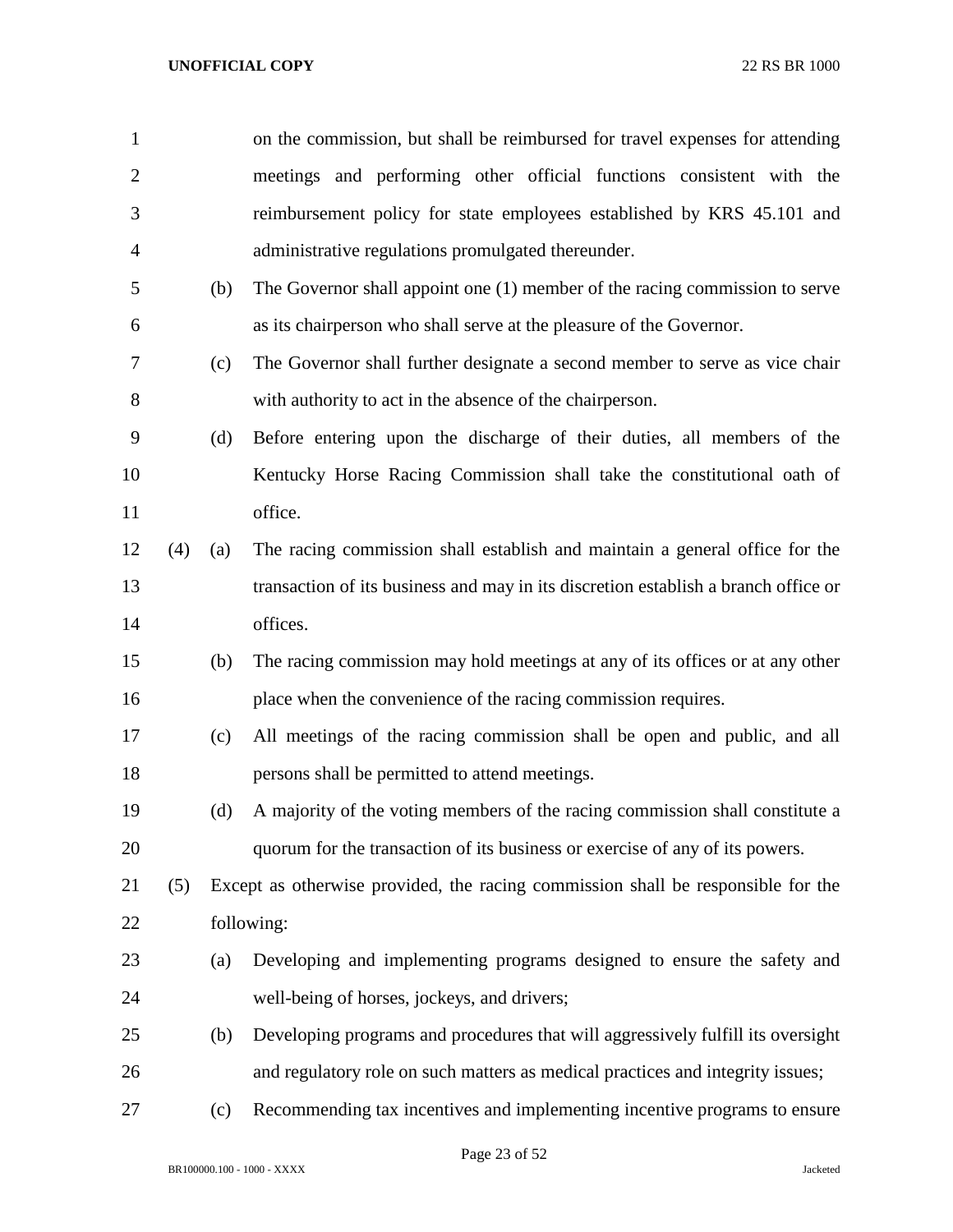on the commission, but shall be reimbursed for travel expenses for attending meetings and performing other official functions consistent with the reimbursement policy for state employees established by KRS 45.101 and administrative regulations promulgated thereunder.

(b) The Governor shall appoint one (1) member of the racing commission to serve as its chairperson who shall serve at the pleasure of the Governor.

(c) The Governor shall further designate a second member to serve as vice chair with authority to act in the absence of the chairperson.

(d) Before entering upon the discharge of their duties, all members of the Kentucky Horse Racing Commission shall take the constitutional oath of office.

(4) (a) The racing commission shall establish and maintain a general office for the transaction of its business and may in its discretion establish a branch office or offices.

(b) The racing commission may hold meetings at any of its offices or at any other place when the convenience of the racing commission requires.

(c) All meetings of the racing commission shall be open and public, and all persons shall be permitted to attend meetings.

(d) A majority of the voting members of the racing commission shall constitute a quorum for the transaction of its business or exercise of any of its powers.

(5) Except as otherwise provided, the racing commission shall be responsible for the following:

(a) Developing and implementing programs designed to ensure the safety and well-being of horses, jockeys, and drivers;

(b) Developing programs and procedures that will aggressively fulfill its oversight and regulatory role on such matters as medical practices and integrity issues;

(c) Recommending tax incentives and implementing incentive programs to ensure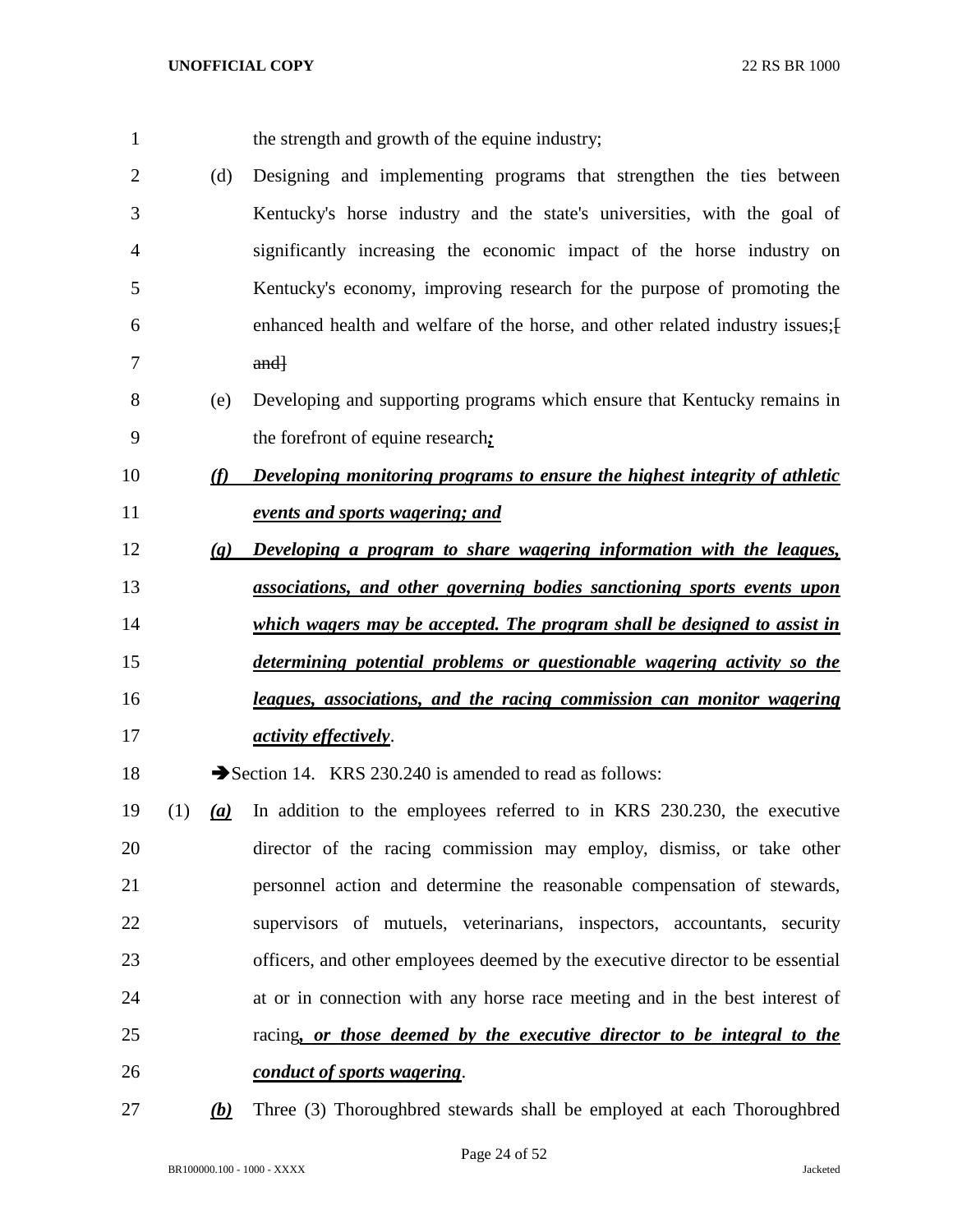the strength and growth of the equine industry;

(d) Designing and implementing programs that strengthen the ties between Kentucky's horse industry and the state's universities, with the goal of significantly increasing the economic impact of the horse industry on Kentucky's economy, improving research for the purpose of promoting the enhanced health and welfare of the horse, and other related industry issues;~~[ and]~~

(e) Developing and supporting programs which ensure that Kentucky remains in the forefront of equine research***;***

***(f) Developing monitoring programs to ensure the highest integrity of athletic events and sports wagering; and***

***(g) Developing a program to share wagering information with the leagues, associations, and other governing bodies sanctioning sports events upon which wagers may be accepted. The program shall be designed to assist in determining potential problems or questionable wagering activity so the leagues, associations, and the racing commission can monitor wagering activity effectively***.

➔Section 14. KRS 230.240 is amended to read as follows:

(1) ***(a)*** In addition to the employees referred to in KRS 230.230, the executive director of the racing commission may employ, dismiss, or take other personnel action and determine the reasonable compensation of stewards, supervisors of mutuels, veterinarians, inspectors, accountants, security officers, and other employees deemed by the executive director to be essential at or in connection with any horse race meeting and in the best interest of racing***, or those deemed by the executive director to be integral to the conduct of sports wagering***.

***(b)*** Three (3) Thoroughbred stewards shall be employed at each Thoroughbred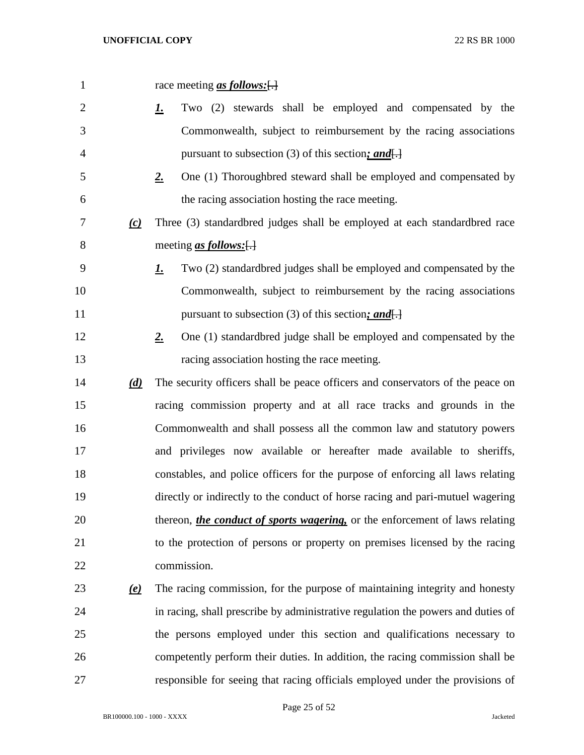race meeting ***as follows:***~~[.]~~

***1.*** Two (2) stewards shall be employed and compensated by the Commonwealth, subject to reimbursement by the racing associations pursuant to subsection (3) of this section***; and***~~[.]~~

***2.*** One (1) Thoroughbred steward shall be employed and compensated by the racing association hosting the race meeting.

***(c)*** Three (3) standardbred judges shall be employed at each standardbred race meeting ***as follows:***~~[.]~~

***1.*** Two (2) standardbred judges shall be employed and compensated by the Commonwealth, subject to reimbursement by the racing associations pursuant to subsection (3) of this section***; and***~~[.]~~

***2.*** One (1) standardbred judge shall be employed and compensated by the racing association hosting the race meeting.

***(d)*** The security officers shall be peace officers and conservators of the peace on racing commission property and at all race tracks and grounds in the Commonwealth and shall possess all the common law and statutory powers and privileges now available or hereafter made available to sheriffs, constables, and police officers for the purpose of enforcing all laws relating directly or indirectly to the conduct of horse racing and pari-mutuel wagering thereon, ***the conduct of sports wagering,*** or the enforcement of laws relating to the protection of persons or property on premises licensed by the racing commission.

***(e)*** The racing commission, for the purpose of maintaining integrity and honesty in racing, shall prescribe by administrative regulation the powers and duties of the persons employed under this section and qualifications necessary to competently perform their duties. In addition, the racing commission shall be responsible for seeing that racing officials employed under the provisions of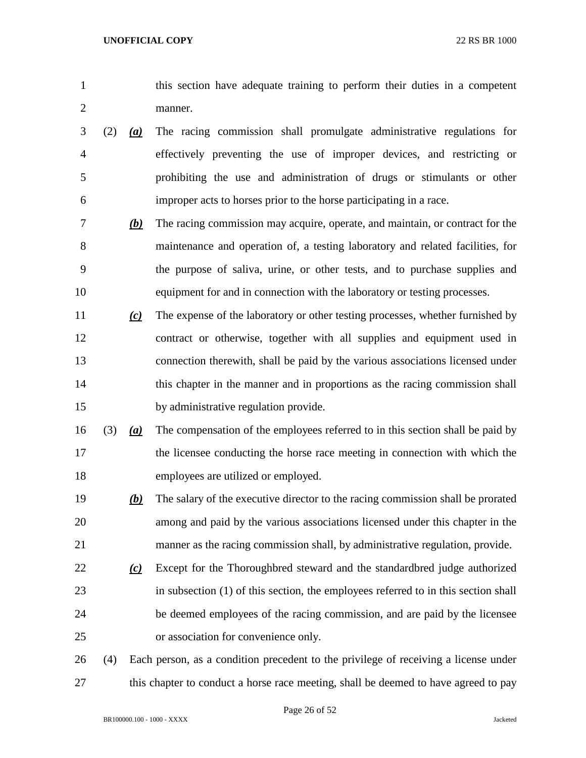this section have adequate training to perform their duties in a competent manner.

(2) ***(a)*** The racing commission shall promulgate administrative regulations for effectively preventing the use of improper devices, and restricting or prohibiting the use and administration of drugs or stimulants or other improper acts to horses prior to the horse participating in a race.

***(b)*** The racing commission may acquire, operate, and maintain, or contract for the maintenance and operation of, a testing laboratory and related facilities, for the purpose of saliva, urine, or other tests, and to purchase supplies and equipment for and in connection with the laboratory or testing processes.

***(c)*** The expense of the laboratory or other testing processes, whether furnished by contract or otherwise, together with all supplies and equipment used in connection therewith, shall be paid by the various associations licensed under this chapter in the manner and in proportions as the racing commission shall by administrative regulation provide.

(3) ***(a)*** The compensation of the employees referred to in this section shall be paid by the licensee conducting the horse race meeting in connection with which the employees are utilized or employed.

***(b)*** The salary of the executive director to the racing commission shall be prorated among and paid by the various associations licensed under this chapter in the manner as the racing commission shall, by administrative regulation, provide.

***(c)*** Except for the Thoroughbred steward and the standardbred judge authorized in subsection (1) of this section, the employees referred to in this section shall be deemed employees of the racing commission, and are paid by the licensee or association for convenience only.

(4) Each person, as a condition precedent to the privilege of receiving a license under this chapter to conduct a horse race meeting, shall be deemed to have agreed to pay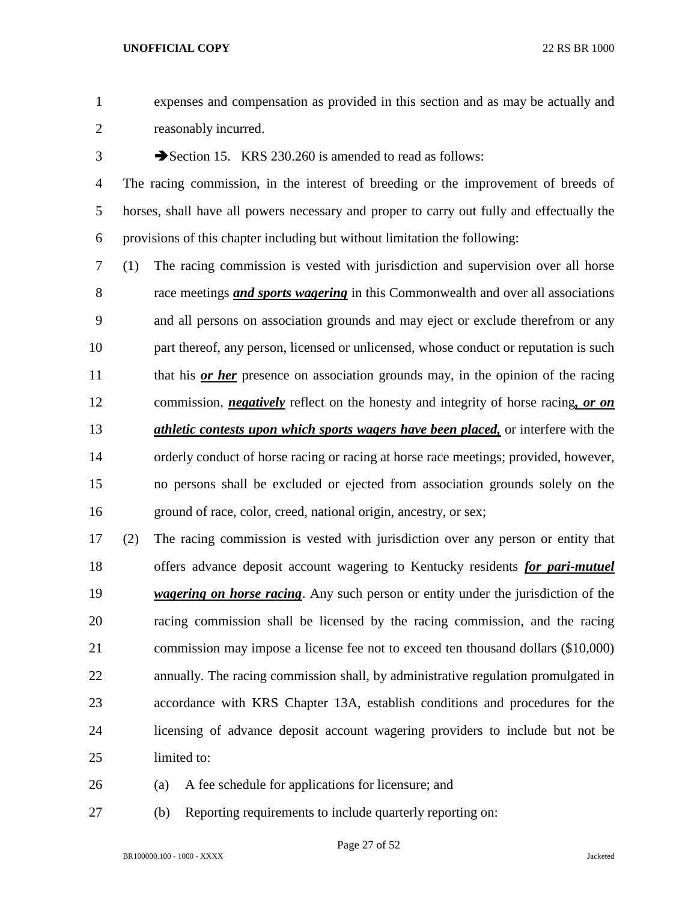expenses and compensation as provided in this section and as may be actually and reasonably incurred.

➔Section 15. KRS 230.260 is amended to read as follows:

The racing commission, in the interest of breeding or the improvement of breeds of horses, shall have all powers necessary and proper to carry out fully and effectually the provisions of this chapter including but without limitation the following:

(1) The racing commission is vested with jurisdiction and supervision over all horse race meetings ***and sports wagering*** in this Commonwealth and over all associations and all persons on association grounds and may eject or exclude therefrom or any part thereof, any person, licensed or unlicensed, whose conduct or reputation is such that his ***or her*** presence on association grounds may, in the opinion of the racing commission, ***negatively*** reflect on the honesty and integrity of horse racing***, or on athletic contests upon which sports wagers have been placed,*** or interfere with the orderly conduct of horse racing or racing at horse race meetings; provided, however, no persons shall be excluded or ejected from association grounds solely on the ground of race, color, creed, national origin, ancestry, or sex;

(2) The racing commission is vested with jurisdiction over any person or entity that offers advance deposit account wagering to Kentucky residents ***for pari-mutuel wagering on horse racing***. Any such person or entity under the jurisdiction of the racing commission shall be licensed by the racing commission, and the racing commission may impose a license fee not to exceed ten thousand dollars ($10,000) annually. The racing commission shall, by administrative regulation promulgated in accordance with KRS Chapter 13A, establish conditions and procedures for the licensing of advance deposit account wagering providers to include but not be limited to:

(a) A fee schedule for applications for licensure; and

(b) Reporting requirements to include quarterly reporting on: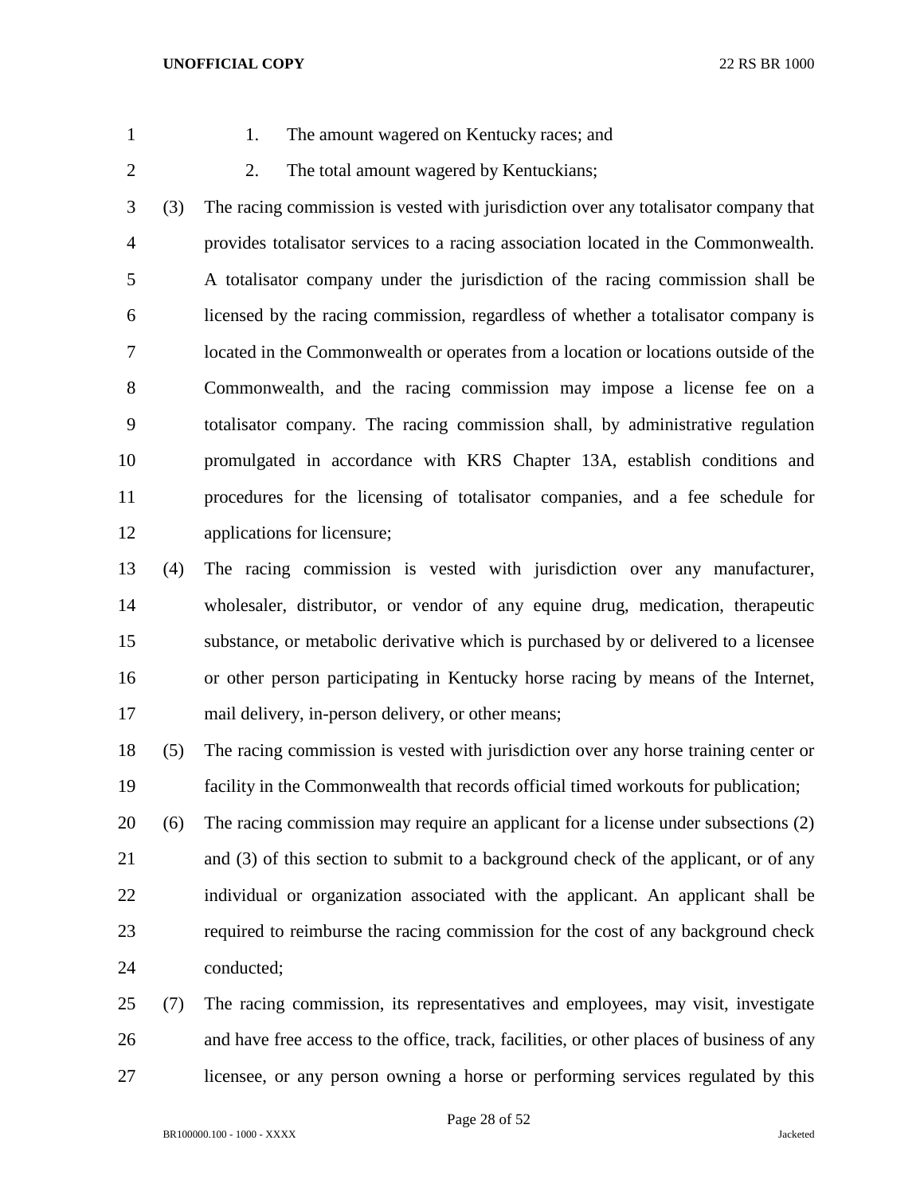1. The amount wagered on Kentucky races; and
2. The total amount wagered by Kentuckians;

(3) The racing commission is vested with jurisdiction over any totalisator company that provides totalisator services to a racing association located in the Commonwealth. A totalisator company under the jurisdiction of the racing commission shall be licensed by the racing commission, regardless of whether a totalisator company is located in the Commonwealth or operates from a location or locations outside of the Commonwealth, and the racing commission may impose a license fee on a totalisator company. The racing commission shall, by administrative regulation promulgated in accordance with KRS Chapter 13A, establish conditions and procedures for the licensing of totalisator companies, and a fee schedule for applications for licensure;

(4) The racing commission is vested with jurisdiction over any manufacturer, wholesaler, distributor, or vendor of any equine drug, medication, therapeutic substance, or metabolic derivative which is purchased by or delivered to a licensee or other person participating in Kentucky horse racing by means of the Internet, mail delivery, in-person delivery, or other means;

(5) The racing commission is vested with jurisdiction over any horse training center or facility in the Commonwealth that records official timed workouts for publication;

(6) The racing commission may require an applicant for a license under subsections (2) and (3) of this section to submit to a background check of the applicant, or of any individual or organization associated with the applicant. An applicant shall be required to reimburse the racing commission for the cost of any background check conducted;

(7) The racing commission, its representatives and employees, may visit, investigate and have free access to the office, track, facilities, or other places of business of any licensee, or any person owning a horse or performing services regulated by this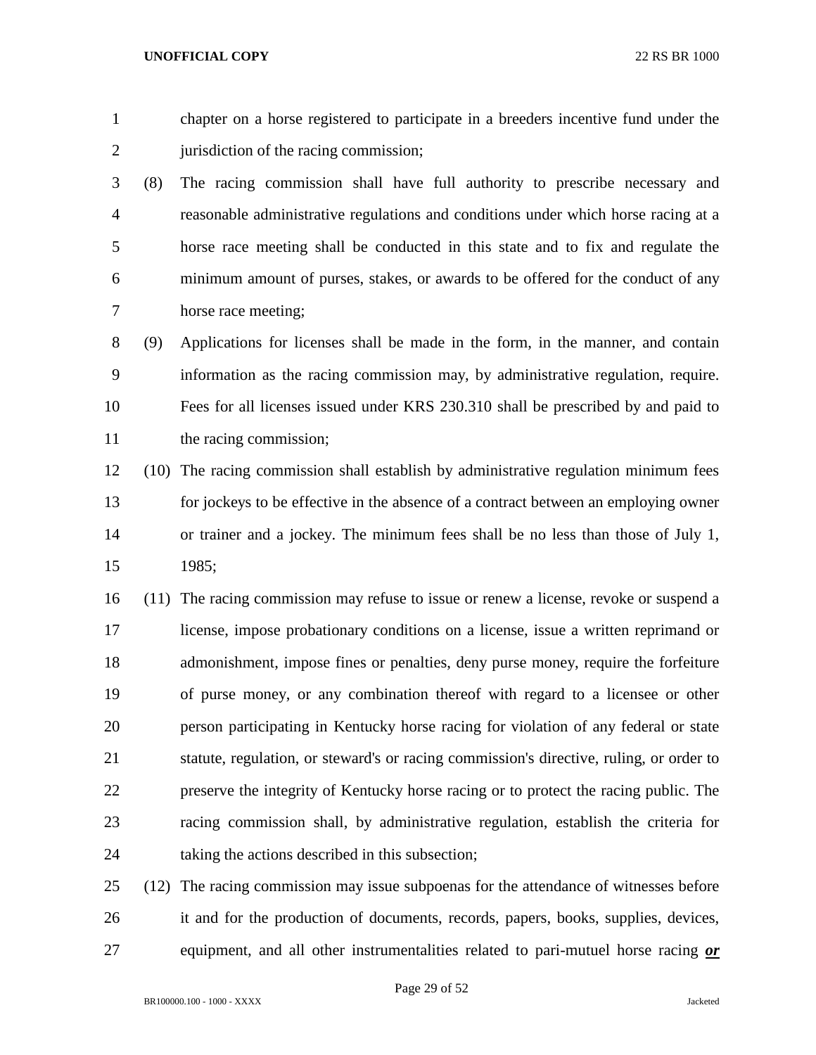chapter on a horse registered to participate in a breeders incentive fund under the jurisdiction of the racing commission;

(8) The racing commission shall have full authority to prescribe necessary and reasonable administrative regulations and conditions under which horse racing at a horse race meeting shall be conducted in this state and to fix and regulate the minimum amount of purses, stakes, or awards to be offered for the conduct of any horse race meeting;

(9) Applications for licenses shall be made in the form, in the manner, and contain information as the racing commission may, by administrative regulation, require. Fees for all licenses issued under KRS 230.310 shall be prescribed by and paid to the racing commission;

(10) The racing commission shall establish by administrative regulation minimum fees for jockeys to be effective in the absence of a contract between an employing owner or trainer and a jockey. The minimum fees shall be no less than those of July 1, 1985;

(11) The racing commission may refuse to issue or renew a license, revoke or suspend a license, impose probationary conditions on a license, issue a written reprimand or admonishment, impose fines or penalties, deny purse money, require the forfeiture of purse money, or any combination thereof with regard to a licensee or other person participating in Kentucky horse racing for violation of any federal or state statute, regulation, or steward's or racing commission's directive, ruling, or order to preserve the integrity of Kentucky horse racing or to protect the racing public. The racing commission shall, by administrative regulation, establish the criteria for taking the actions described in this subsection;

(12) The racing commission may issue subpoenas for the attendance of witnesses before it and for the production of documents, records, papers, books, supplies, devices, equipment, and all other instrumentalities related to pari-mutuel horse racing ***or***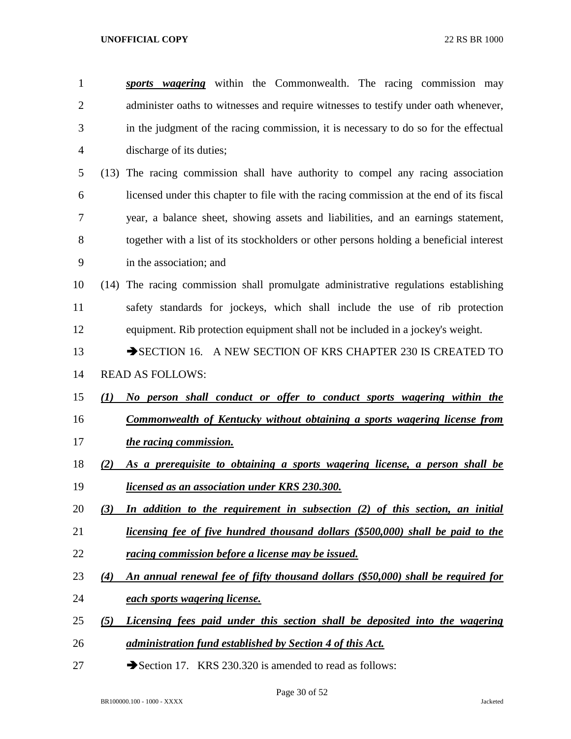***sports wagering*** within the Commonwealth. The racing commission may administer oaths to witnesses and require witnesses to testify under oath whenever, in the judgment of the racing commission, it is necessary to do so for the effectual discharge of its duties;

(13) The racing commission shall have authority to compel any racing association licensed under this chapter to file with the racing commission at the end of its fiscal year, a balance sheet, showing assets and liabilities, and an earnings statement, together with a list of its stockholders or other persons holding a beneficial interest in the association; and

(14) The racing commission shall promulgate administrative regulations establishing safety standards for jockeys, which shall include the use of rib protection equipment. Rib protection equipment shall not be included in a jockey's weight.

➔SECTION 16. A NEW SECTION OF KRS CHAPTER 230 IS CREATED TO READ AS FOLLOWS:

***(1) No person shall conduct or offer to conduct sports wagering within the Commonwealth of Kentucky without obtaining a sports wagering license from the racing commission.***

***(2) As a prerequisite to obtaining a sports wagering license, a person shall be licensed as an association under KRS 230.300.***

***(3) In addition to the requirement in subsection (2) of this section, an initial licensing fee of five hundred thousand dollars ($500,000) shall be paid to the racing commission before a license may be issued.***

***(4) An annual renewal fee of fifty thousand dollars ($50,000) shall be required for each sports wagering license.***

***(5) Licensing fees paid under this section shall be deposited into the wagering administration fund established by Section 4 of this Act.***

➔Section 17. KRS 230.320 is amended to read as follows: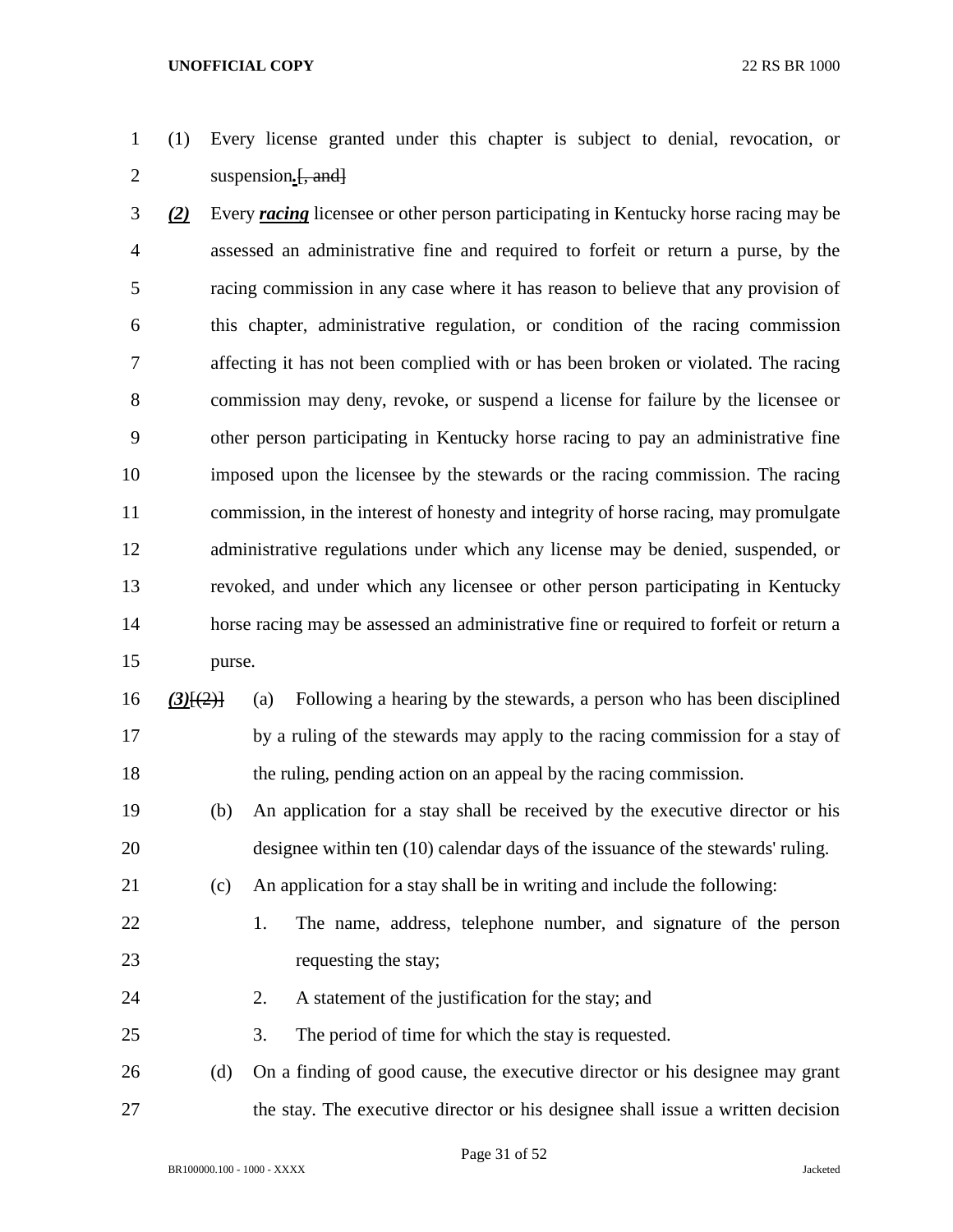(1) Every license granted under this chapter is subject to denial, revocation, or suspension***.***~~[, and]~~

***(2)*** Every ***racing*** licensee or other person participating in Kentucky horse racing may be assessed an administrative fine and required to forfeit or return a purse, by the racing commission in any case where it has reason to believe that any provision of this chapter, administrative regulation, or condition of the racing commission affecting it has not been complied with or has been broken or violated. The racing commission may deny, revoke, or suspend a license for failure by the licensee or other person participating in Kentucky horse racing to pay an administrative fine imposed upon the licensee by the stewards or the racing commission. The racing commission, in the interest of honesty and integrity of horse racing, may promulgate administrative regulations under which any license may be denied, suspended, or revoked, and under which any licensee or other person participating in Kentucky horse racing may be assessed an administrative fine or required to forfeit or return a purse.

***(3)***~~[(2)]~~ (a) Following a hearing by the stewards, a person who has been disciplined by a ruling of the stewards may apply to the racing commission for a stay of the ruling, pending action on an appeal by the racing commission.

(b) An application for a stay shall be received by the executive director or his designee within ten (10) calendar days of the issuance of the stewards' ruling.

(c) An application for a stay shall be in writing and include the following:

1. The name, address, telephone number, and signature of the person requesting the stay;

2. A statement of the justification for the stay; and

3. The period of time for which the stay is requested.

(d) On a finding of good cause, the executive director or his designee may grant the stay. The executive director or his designee shall issue a written decision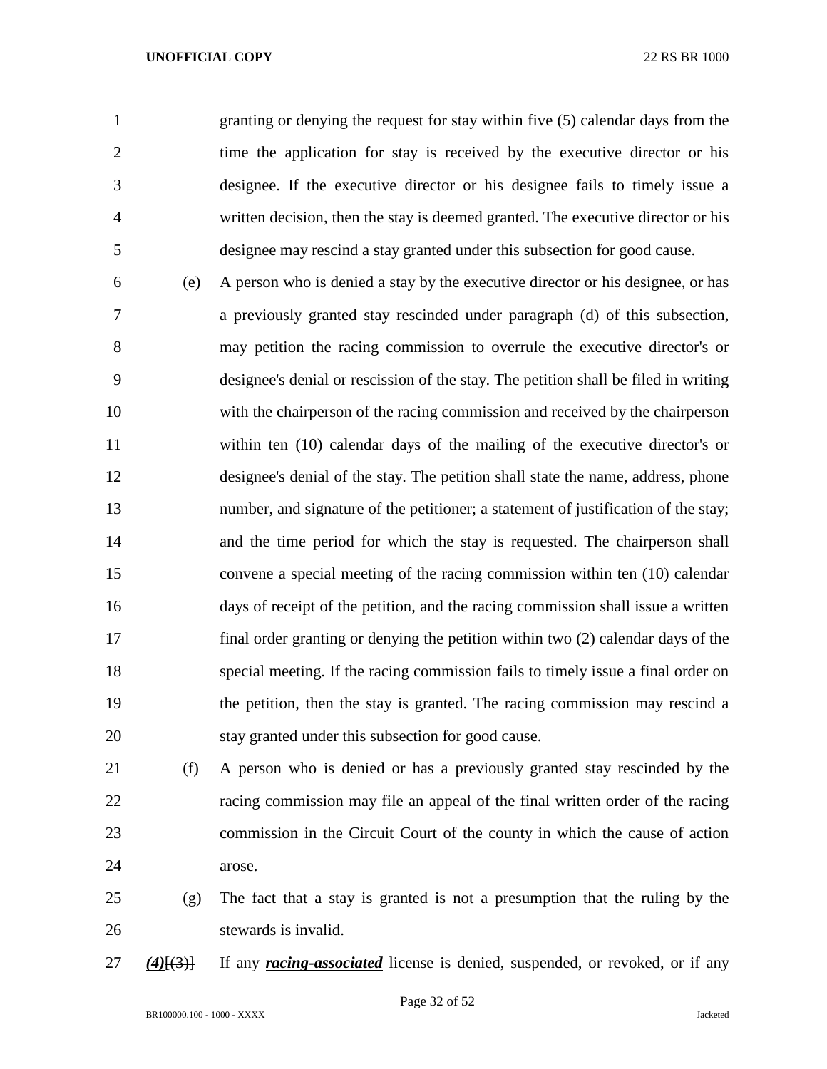granting or denying the request for stay within five (5) calendar days from the time the application for stay is received by the executive director or his designee. If the executive director or his designee fails to timely issue a written decision, then the stay is deemed granted. The executive director or his designee may rescind a stay granted under this subsection for good cause.

(e) A person who is denied a stay by the executive director or his designee, or has a previously granted stay rescinded under paragraph (d) of this subsection, may petition the racing commission to overrule the executive director's or designee's denial or rescission of the stay. The petition shall be filed in writing with the chairperson of the racing commission and received by the chairperson within ten (10) calendar days of the mailing of the executive director's or designee's denial of the stay. The petition shall state the name, address, phone number, and signature of the petitioner; a statement of justification of the stay; and the time period for which the stay is requested. The chairperson shall convene a special meeting of the racing commission within ten (10) calendar days of receipt of the petition, and the racing commission shall issue a written final order granting or denying the petition within two (2) calendar days of the special meeting. If the racing commission fails to timely issue a final order on the petition, then the stay is granted. The racing commission may rescind a stay granted under this subsection for good cause.

(f) A person who is denied or has a previously granted stay rescinded by the racing commission may file an appeal of the final written order of the racing commission in the Circuit Court of the county in which the cause of action arose.

(g) The fact that a stay is granted is not a presumption that the ruling by the stewards is invalid.

***(4)***~~[(3)]~~ If any ***racing-associated*** license is denied, suspended, or revoked, or if any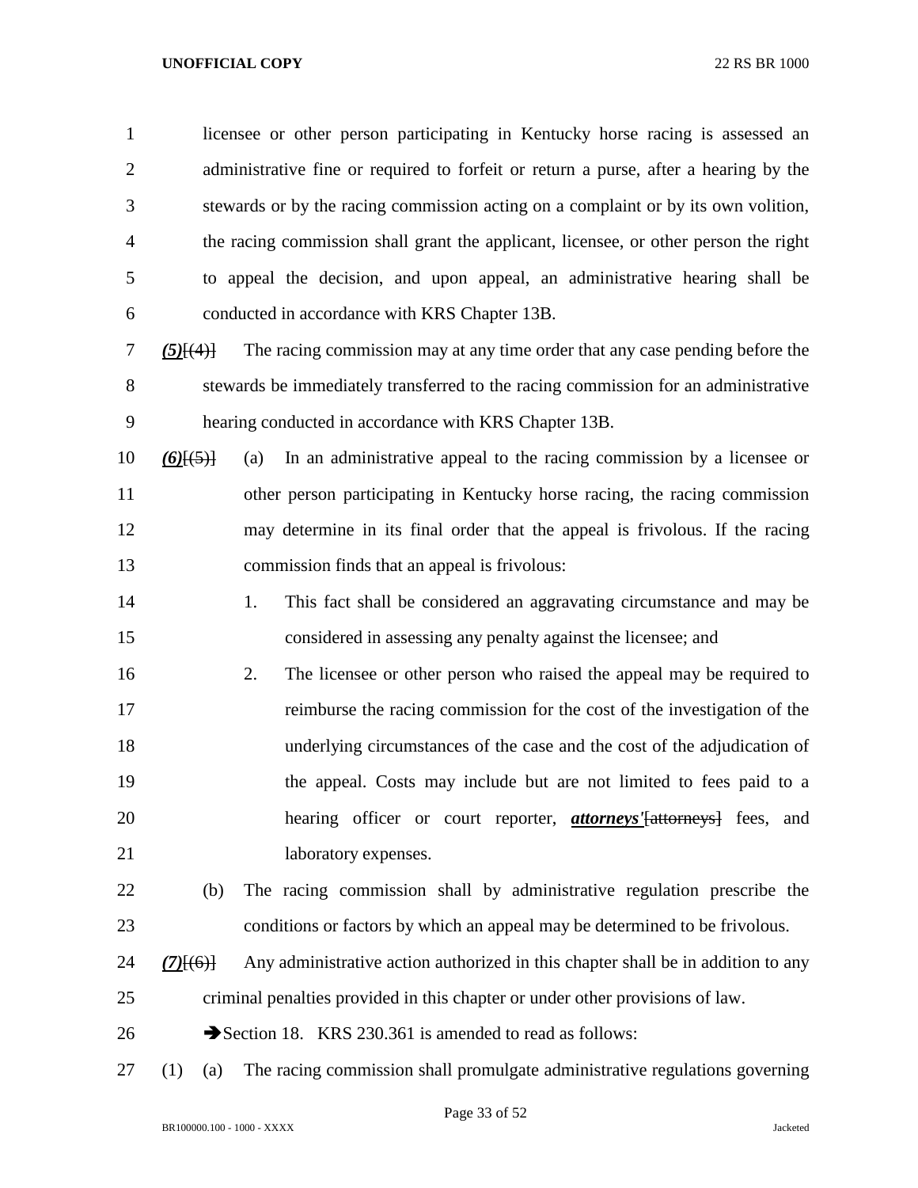licensee or other person participating in Kentucky horse racing is assessed an administrative fine or required to forfeit or return a purse, after a hearing by the stewards or by the racing commission acting on a complaint or by its own volition, the racing commission shall grant the applicant, licensee, or other person the right to appeal the decision, and upon appeal, an administrative hearing shall be conducted in accordance with KRS Chapter 13B.

***(5)***~~[(4)]~~ The racing commission may at any time order that any case pending before the stewards be immediately transferred to the racing commission for an administrative hearing conducted in accordance with KRS Chapter 13B.

***(6)***~~[(5)]~~ (a) In an administrative appeal to the racing commission by a licensee or other person participating in Kentucky horse racing, the racing commission may determine in its final order that the appeal is frivolous. If the racing commission finds that an appeal is frivolous:

1. This fact shall be considered an aggravating circumstance and may be considered in assessing any penalty against the licensee; and
2. The licensee or other person who raised the appeal may be required to reimburse the racing commission for the cost of the investigation of the underlying circumstances of the case and the cost of the adjudication of the appeal. Costs may include but are not limited to fees paid to a hearing officer or court reporter, ***attorneys'***~~[attorneys]~~ fees, and laboratory expenses.

(b) The racing commission shall by administrative regulation prescribe the conditions or factors by which an appeal may be determined to be frivolous.

***(7)***~~[(6)]~~ Any administrative action authorized in this chapter shall be in addition to any criminal penalties provided in this chapter or under other provisions of law.

➔Section 18. KRS 230.361 is amended to read as follows:

(1) (a) The racing commission shall promulgate administrative regulations governing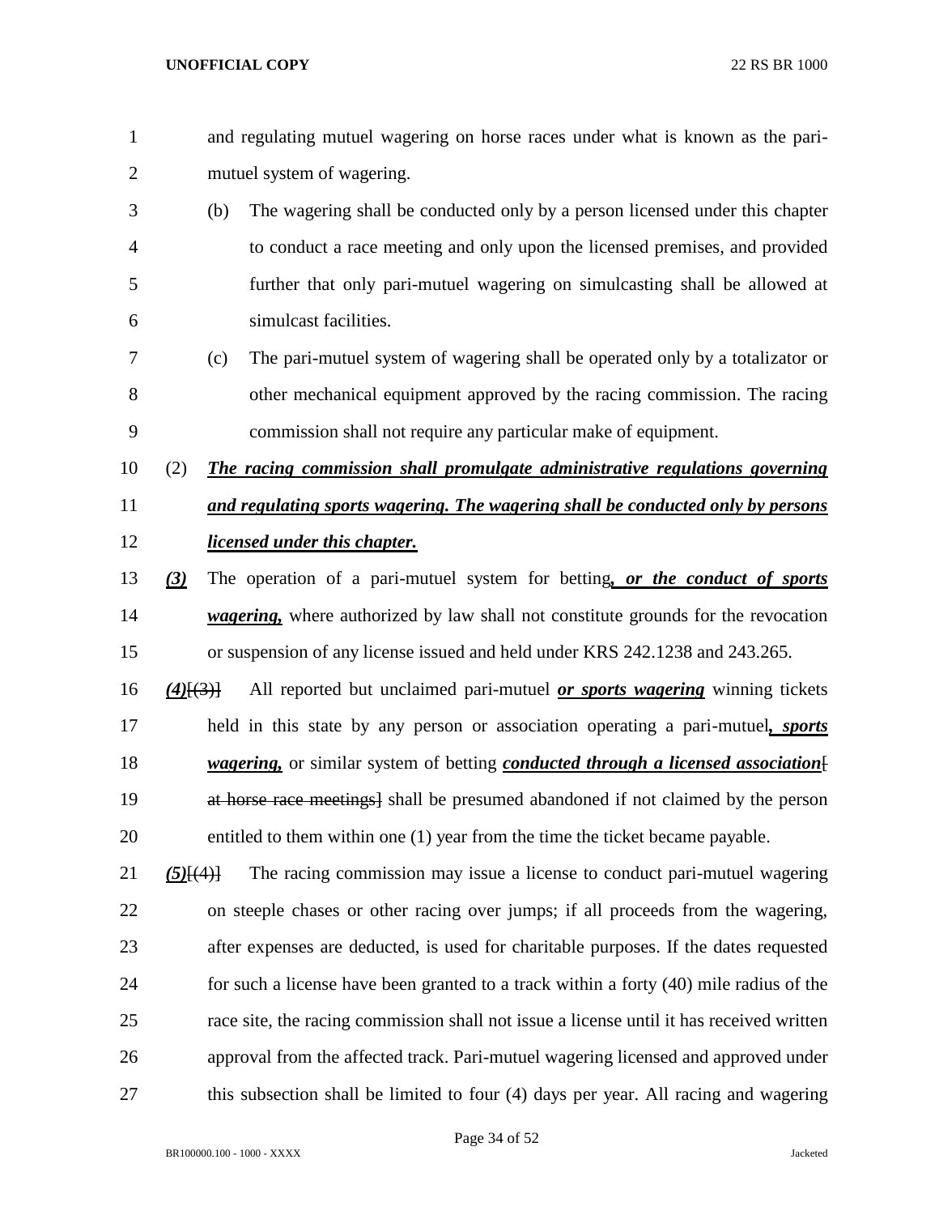and regulating mutuel wagering on horse races under what is known as the pari-mutuel system of wagering.

(b) The wagering shall be conducted only by a person licensed under this chapter to conduct a race meeting and only upon the licensed premises, and provided further that only pari-mutuel wagering on simulcasting shall be allowed at simulcast facilities.

(c) The pari-mutuel system of wagering shall be operated only by a totalizator or other mechanical equipment approved by the racing commission. The racing commission shall not require any particular make of equipment.

(2) ***The racing commission shall promulgate administrative regulations governing and regulating sports wagering. The wagering shall be conducted only by persons licensed under this chapter.***

***(3)*** The operation of a pari-mutuel system for betting***, or the conduct of sports wagering,*** where authorized by law shall not constitute grounds for the revocation or suspension of any license issued and held under KRS 242.1238 and 243.265.

***(4)***[(3)] All reported but unclaimed pari-mutuel ***or sports wagering*** winning tickets held in this state by any person or association operating a pari-mutuel***, sports wagering,*** or similar system of betting ***conducted through a licensed association***[ at horse race meetings] shall be presumed abandoned if not claimed by the person entitled to them within one (1) year from the time the ticket became payable.

***(5)***[(4)] The racing commission may issue a license to conduct pari-mutuel wagering on steeple chases or other racing over jumps; if all proceeds from the wagering, after expenses are deducted, is used for charitable purposes. If the dates requested for such a license have been granted to a track within a forty (40) mile radius of the race site, the racing commission shall not issue a license until it has received written approval from the affected track. Pari-mutuel wagering licensed and approved under this subsection shall be limited to four (4) days per year. All racing and wagering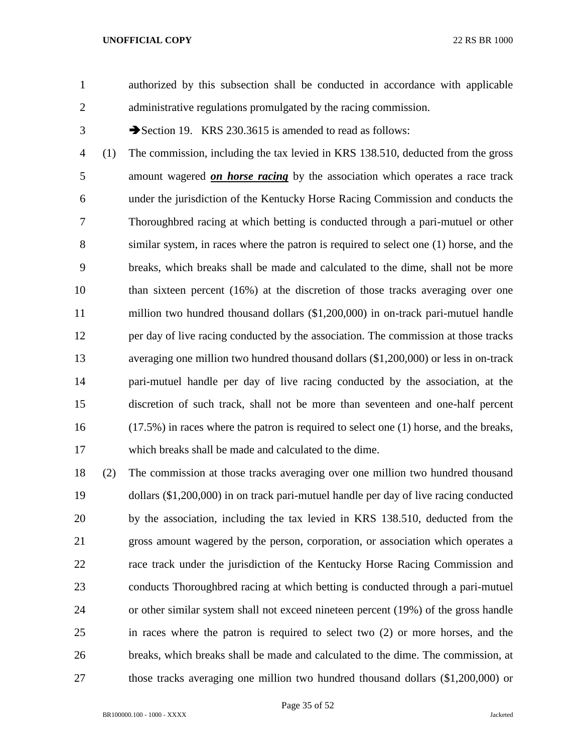authorized by this subsection shall be conducted in accordance with applicable administrative regulations promulgated by the racing commission.

➔Section 19. KRS 230.3615 is amended to read as follows:

(1) The commission, including the tax levied in KRS 138.510, deducted from the gross amount wagered ***on horse racing*** by the association which operates a race track under the jurisdiction of the Kentucky Horse Racing Commission and conducts the Thoroughbred racing at which betting is conducted through a pari-mutuel or other similar system, in races where the patron is required to select one (1) horse, and the breaks, which breaks shall be made and calculated to the dime, shall not be more than sixteen percent (16%) at the discretion of those tracks averaging over one million two hundred thousand dollars ($1,200,000) in on-track pari-mutuel handle per day of live racing conducted by the association. The commission at those tracks averaging one million two hundred thousand dollars ($1,200,000) or less in on-track pari-mutuel handle per day of live racing conducted by the association, at the discretion of such track, shall not be more than seventeen and one-half percent (17.5%) in races where the patron is required to select one (1) horse, and the breaks, which breaks shall be made and calculated to the dime.

(2) The commission at those tracks averaging over one million two hundred thousand dollars ($1,200,000) in on track pari-mutuel handle per day of live racing conducted by the association, including the tax levied in KRS 138.510, deducted from the gross amount wagered by the person, corporation, or association which operates a race track under the jurisdiction of the Kentucky Horse Racing Commission and conducts Thoroughbred racing at which betting is conducted through a pari-mutuel or other similar system shall not exceed nineteen percent (19%) of the gross handle in races where the patron is required to select two (2) or more horses, and the breaks, which breaks shall be made and calculated to the dime. The commission, at those tracks averaging one million two hundred thousand dollars ($1,200,000) or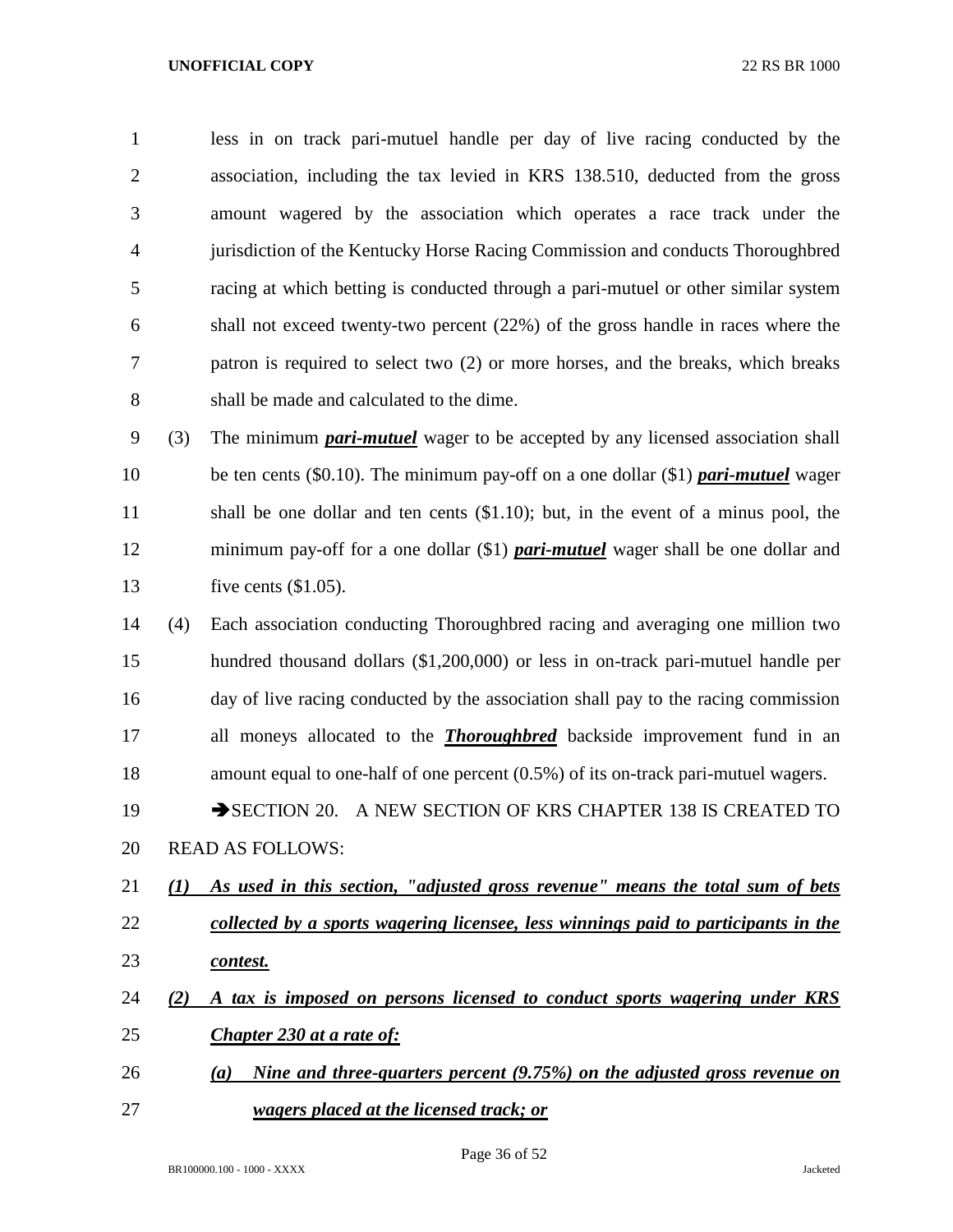less in on track pari-mutuel handle per day of live racing conducted by the association, including the tax levied in KRS 138.510, deducted from the gross amount wagered by the association which operates a race track under the jurisdiction of the Kentucky Horse Racing Commission and conducts Thoroughbred racing at which betting is conducted through a pari-mutuel or other similar system shall not exceed twenty-two percent (22%) of the gross handle in races where the patron is required to select two (2) or more horses, and the breaks, which breaks shall be made and calculated to the dime.

(3) The minimum ***pari-mutuel*** wager to be accepted by any licensed association shall be ten cents ($0.10). The minimum pay-off on a one dollar ($1) ***pari-mutuel*** wager shall be one dollar and ten cents ($1.10); but, in the event of a minus pool, the minimum pay-off for a one dollar ($1) ***pari-mutuel*** wager shall be one dollar and five cents ($1.05).

(4) Each association conducting Thoroughbred racing and averaging one million two hundred thousand dollars ($1,200,000) or less in on-track pari-mutuel handle per day of live racing conducted by the association shall pay to the racing commission all moneys allocated to the ***Thoroughbred*** backside improvement fund in an amount equal to one-half of one percent (0.5%) of its on-track pari-mutuel wagers.

➔SECTION 20. A NEW SECTION OF KRS CHAPTER 138 IS CREATED TO READ AS FOLLOWS:

***(1) As used in this section, "adjusted gross revenue" means the total sum of bets collected by a sports wagering licensee, less winnings paid to participants in the contest.***

***(2) A tax is imposed on persons licensed to conduct sports wagering under KRS Chapter 230 at a rate of:***

***(a) Nine and three-quarters percent (9.75%) on the adjusted gross revenue on wagers placed at the licensed track; or***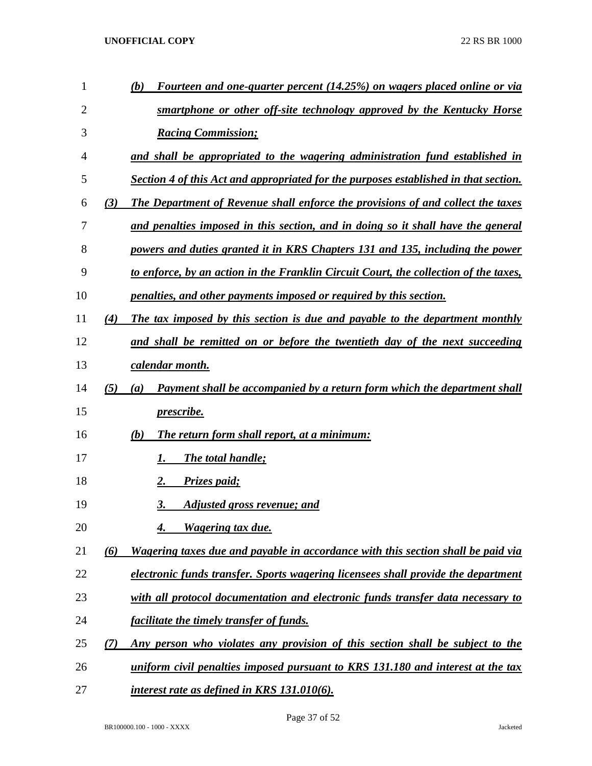*(b) Fourteen and one-quarter percent (14.25%) on wagers placed online or via smartphone or other off-site technology approved by the Kentucky Horse Racing Commission;*

*and shall be appropriated to the wagering administration fund established in Section 4 of this Act and appropriated for the purposes established in that section.*

*(3) The Department of Revenue shall enforce the provisions of and collect the taxes and penalties imposed in this section, and in doing so it shall have the general powers and duties granted it in KRS Chapters 131 and 135, including the power to enforce, by an action in the Franklin Circuit Court, the collection of the taxes, penalties, and other payments imposed or required by this section.*

*(4) The tax imposed by this section is due and payable to the department monthly and shall be remitted on or before the twentieth day of the next succeeding calendar month.*

*(5) (a) Payment shall be accompanied by a return form which the department shall prescribe.*

*(b) The return form shall report, at a minimum:*

*1. The total handle;*

*2. Prizes paid;*

*3. Adjusted gross revenue; and*

*4. Wagering tax due.*

*(6) Wagering taxes due and payable in accordance with this section shall be paid via electronic funds transfer. Sports wagering licensees shall provide the department with all protocol documentation and electronic funds transfer data necessary to facilitate the timely transfer of funds.*

*(7) Any person who violates any provision of this section shall be subject to the uniform civil penalties imposed pursuant to KRS 131.180 and interest at the tax interest rate as defined in KRS 131.010(6).*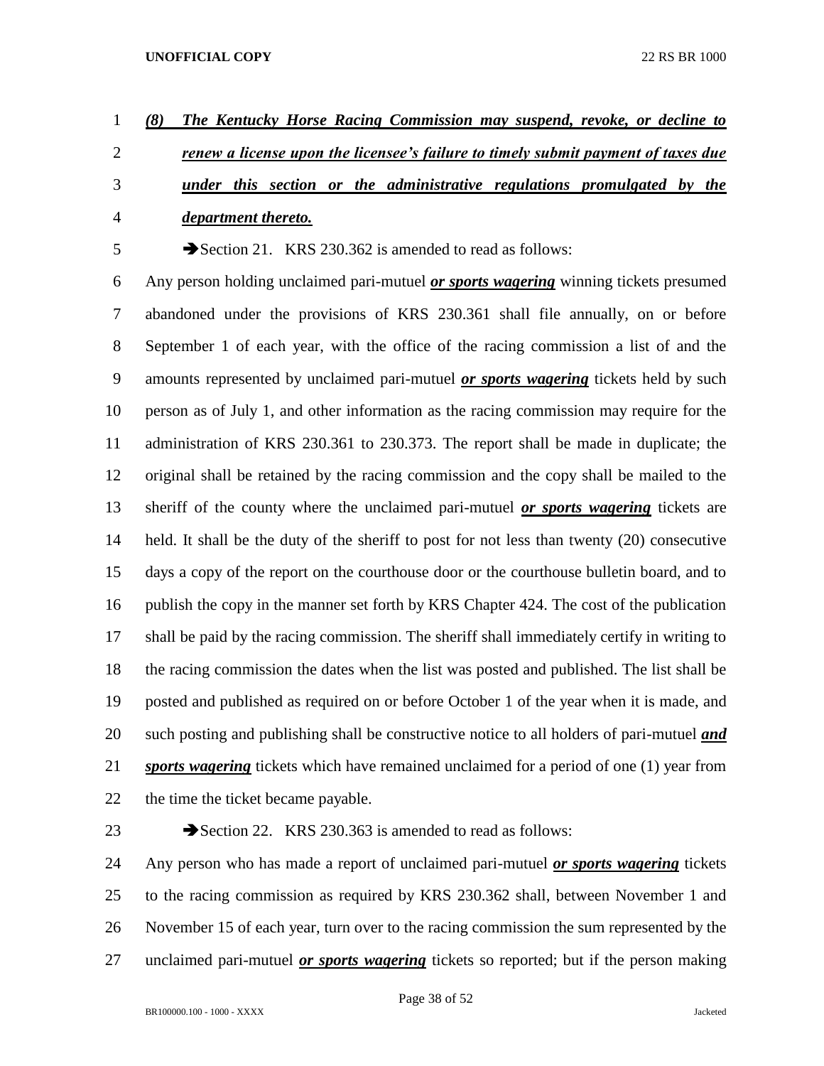***(8) The Kentucky Horse Racing Commission may suspend, revoke, or decline to renew a license upon the licensee's failure to timely submit payment of taxes due under this section or the administrative regulations promulgated by the department thereto.***

➔Section 21. KRS 230.362 is amended to read as follows:

Any person holding unclaimed pari-mutuel ***or sports wagering*** winning tickets presumed abandoned under the provisions of KRS 230.361 shall file annually, on or before September 1 of each year, with the office of the racing commission a list of and the amounts represented by unclaimed pari-mutuel ***or sports wagering*** tickets held by such person as of July 1, and other information as the racing commission may require for the administration of KRS 230.361 to 230.373. The report shall be made in duplicate; the original shall be retained by the racing commission and the copy shall be mailed to the sheriff of the county where the unclaimed pari-mutuel ***or sports wagering*** tickets are held. It shall be the duty of the sheriff to post for not less than twenty (20) consecutive days a copy of the report on the courthouse door or the courthouse bulletin board, and to publish the copy in the manner set forth by KRS Chapter 424. The cost of the publication shall be paid by the racing commission. The sheriff shall immediately certify in writing to the racing commission the dates when the list was posted and published. The list shall be posted and published as required on or before October 1 of the year when it is made, and such posting and publishing shall be constructive notice to all holders of pari-mutuel ***and sports wagering*** tickets which have remained unclaimed for a period of one (1) year from the time the ticket became payable.

➔Section 22. KRS 230.363 is amended to read as follows:

Any person who has made a report of unclaimed pari-mutuel ***or sports wagering*** tickets to the racing commission as required by KRS 230.362 shall, between November 1 and November 15 of each year, turn over to the racing commission the sum represented by the unclaimed pari-mutuel ***or sports wagering*** tickets so reported; but if the person making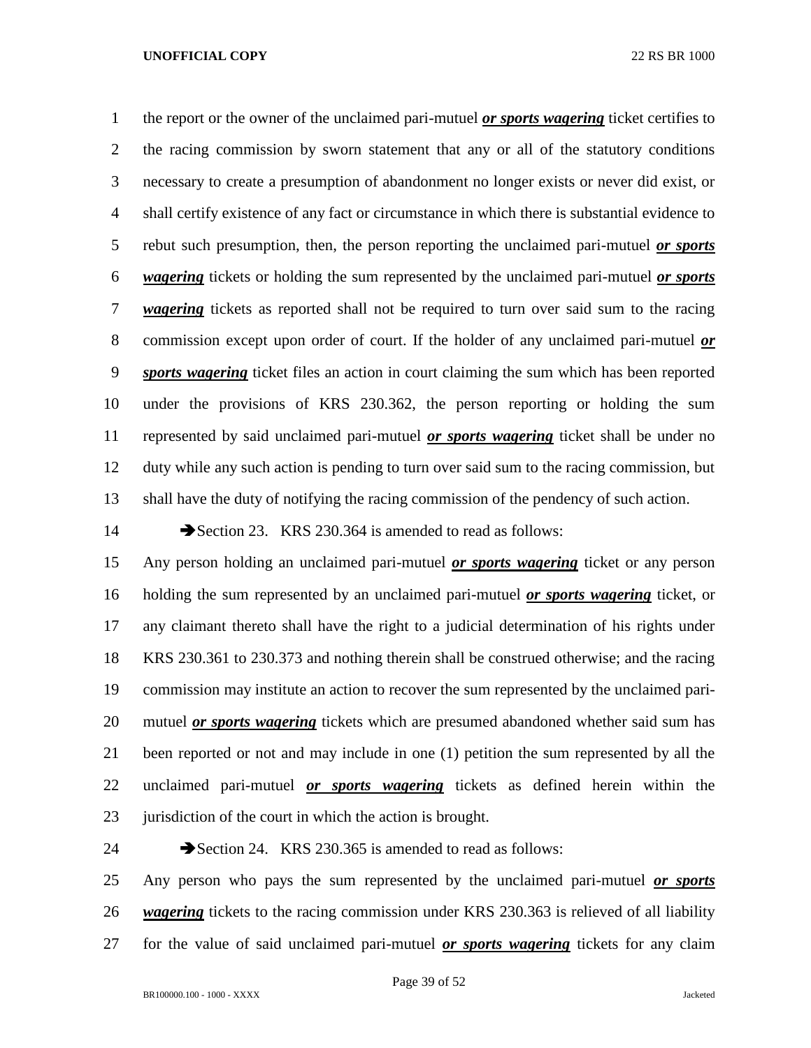the report or the owner of the unclaimed pari-mutuel ***or sports wagering*** ticket certifies to the racing commission by sworn statement that any or all of the statutory conditions necessary to create a presumption of abandonment no longer exists or never did exist, or shall certify existence of any fact or circumstance in which there is substantial evidence to rebut such presumption, then, the person reporting the unclaimed pari-mutuel ***or sports wagering*** tickets or holding the sum represented by the unclaimed pari-mutuel ***or sports wagering*** tickets as reported shall not be required to turn over said sum to the racing commission except upon order of court. If the holder of any unclaimed pari-mutuel ***or sports wagering*** ticket files an action in court claiming the sum which has been reported under the provisions of KRS 230.362, the person reporting or holding the sum represented by said unclaimed pari-mutuel ***or sports wagering*** ticket shall be under no duty while any such action is pending to turn over said sum to the racing commission, but shall have the duty of notifying the racing commission of the pendency of such action.

➔Section 23. KRS 230.364 is amended to read as follows:

Any person holding an unclaimed pari-mutuel ***or sports wagering*** ticket or any person holding the sum represented by an unclaimed pari-mutuel ***or sports wagering*** ticket, or any claimant thereto shall have the right to a judicial determination of his rights under KRS 230.361 to 230.373 and nothing therein shall be construed otherwise; and the racing commission may institute an action to recover the sum represented by the unclaimed pari-mutuel ***or sports wagering*** tickets which are presumed abandoned whether said sum has been reported or not and may include in one (1) petition the sum represented by all the unclaimed pari-mutuel ***or sports wagering*** tickets as defined herein within the jurisdiction of the court in which the action is brought.

➔Section 24. KRS 230.365 is amended to read as follows:

Any person who pays the sum represented by the unclaimed pari-mutuel ***or sports wagering*** tickets to the racing commission under KRS 230.363 is relieved of all liability for the value of said unclaimed pari-mutuel ***or sports wagering*** tickets for any claim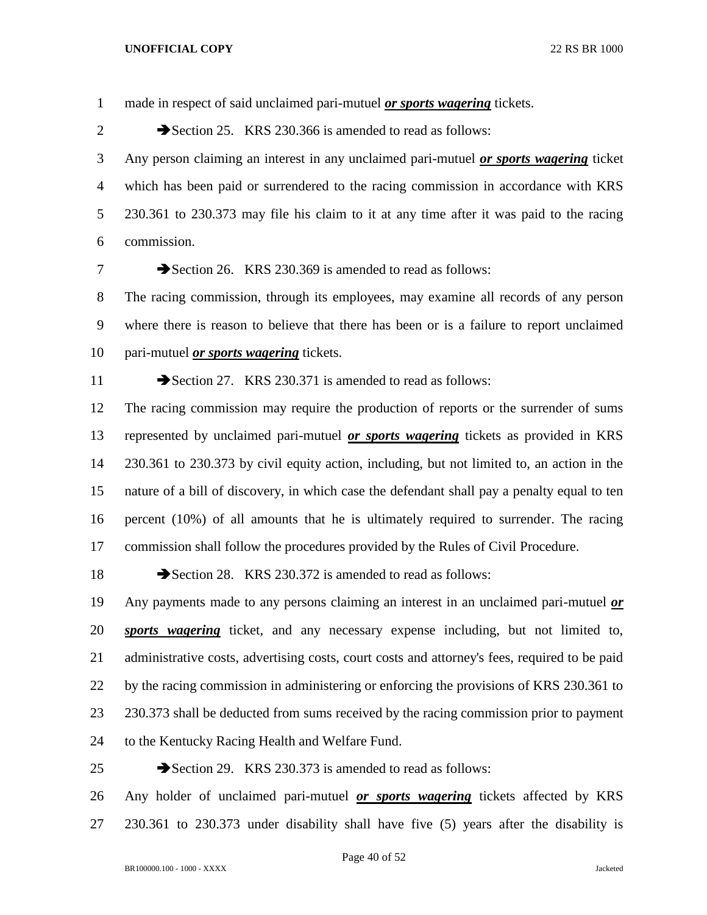made in respect of said unclaimed pari-mutuel ***or sports wagering*** tickets.

➔Section 25. KRS 230.366 is amended to read as follows:

Any person claiming an interest in any unclaimed pari-mutuel ***or sports wagering*** ticket which has been paid or surrendered to the racing commission in accordance with KRS 230.361 to 230.373 may file his claim to it at any time after it was paid to the racing commission.

➔Section 26. KRS 230.369 is amended to read as follows:

The racing commission, through its employees, may examine all records of any person where there is reason to believe that there has been or is a failure to report unclaimed pari-mutuel ***or sports wagering*** tickets.

➔Section 27. KRS 230.371 is amended to read as follows:

The racing commission may require the production of reports or the surrender of sums represented by unclaimed pari-mutuel ***or sports wagering*** tickets as provided in KRS 230.361 to 230.373 by civil equity action, including, but not limited to, an action in the nature of a bill of discovery, in which case the defendant shall pay a penalty equal to ten percent (10%) of all amounts that he is ultimately required to surrender. The racing commission shall follow the procedures provided by the Rules of Civil Procedure.

➔Section 28. KRS 230.372 is amended to read as follows:

Any payments made to any persons claiming an interest in an unclaimed pari-mutuel ***or sports wagering*** ticket, and any necessary expense including, but not limited to, administrative costs, advertising costs, court costs and attorney's fees, required to be paid by the racing commission in administering or enforcing the provisions of KRS 230.361 to 230.373 shall be deducted from sums received by the racing commission prior to payment to the Kentucky Racing Health and Welfare Fund.

➔Section 29. KRS 230.373 is amended to read as follows:

Any holder of unclaimed pari-mutuel ***or sports wagering*** tickets affected by KRS 230.361 to 230.373 under disability shall have five (5) years after the disability is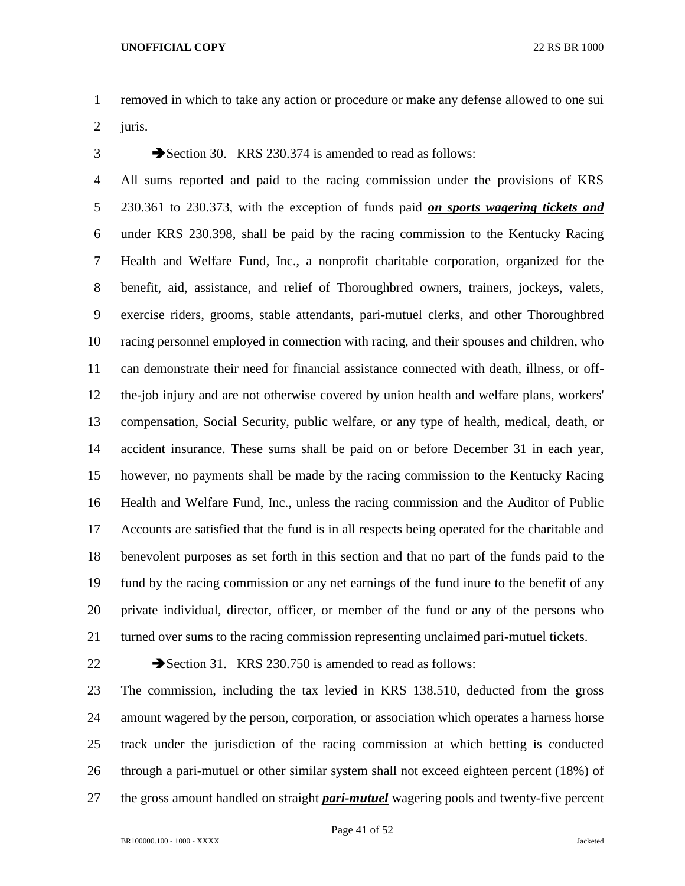removed in which to take any action or procedure or make any defense allowed to one sui juris.

➔Section 30. KRS 230.374 is amended to read as follows:

All sums reported and paid to the racing commission under the provisions of KRS 230.361 to 230.373, with the exception of funds paid ***on sports wagering tickets and*** under KRS 230.398, shall be paid by the racing commission to the Kentucky Racing Health and Welfare Fund, Inc., a nonprofit charitable corporation, organized for the benefit, aid, assistance, and relief of Thoroughbred owners, trainers, jockeys, valets, exercise riders, grooms, stable attendants, pari-mutuel clerks, and other Thoroughbred racing personnel employed in connection with racing, and their spouses and children, who can demonstrate their need for financial assistance connected with death, illness, or off-the-job injury and are not otherwise covered by union health and welfare plans, workers' compensation, Social Security, public welfare, or any type of health, medical, death, or accident insurance. These sums shall be paid on or before December 31 in each year, however, no payments shall be made by the racing commission to the Kentucky Racing Health and Welfare Fund, Inc., unless the racing commission and the Auditor of Public Accounts are satisfied that the fund is in all respects being operated for the charitable and benevolent purposes as set forth in this section and that no part of the funds paid to the fund by the racing commission or any net earnings of the fund inure to the benefit of any private individual, director, officer, or member of the fund or any of the persons who turned over sums to the racing commission representing unclaimed pari-mutuel tickets.

➔Section 31. KRS 230.750 is amended to read as follows:

The commission, including the tax levied in KRS 138.510, deducted from the gross amount wagered by the person, corporation, or association which operates a harness horse track under the jurisdiction of the racing commission at which betting is conducted through a pari-mutuel or other similar system shall not exceed eighteen percent (18%) of the gross amount handled on straight ***pari-mutuel*** wagering pools and twenty-five percent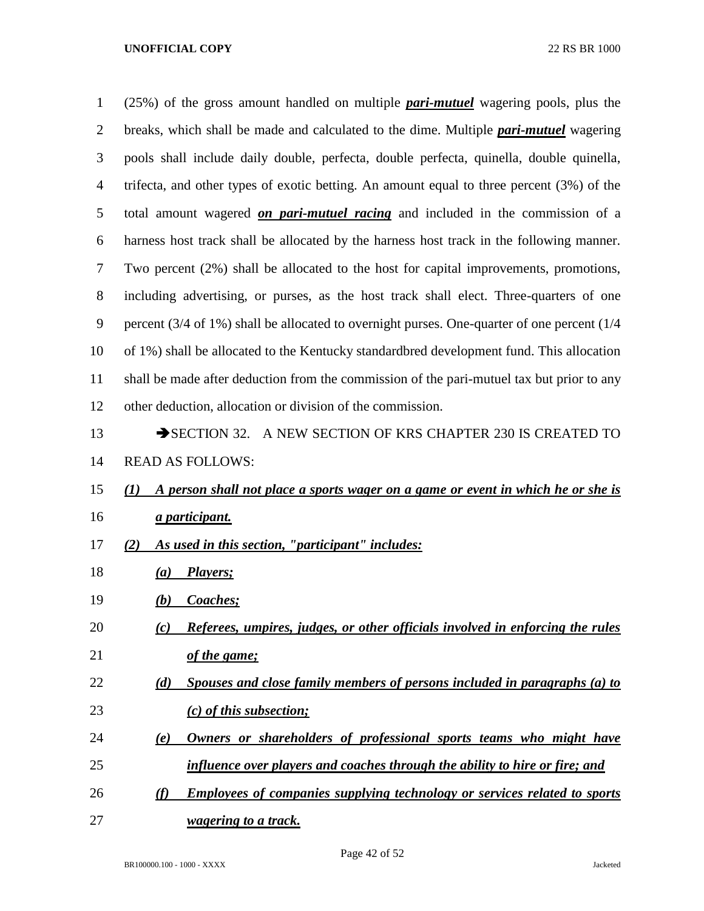(25%) of the gross amount handled on multiple ***pari-mutuel*** wagering pools, plus the breaks, which shall be made and calculated to the dime. Multiple ***pari-mutuel*** wagering pools shall include daily double, perfecta, double perfecta, quinella, double quinella, trifecta, and other types of exotic betting. An amount equal to three percent (3%) of the total amount wagered ***on pari-mutuel racing*** and included in the commission of a harness host track shall be allocated by the harness host track in the following manner. Two percent (2%) shall be allocated to the host for capital improvements, promotions, including advertising, or purses, as the host track shall elect. Three-quarters of one percent (3/4 of 1%) shall be allocated to overnight purses. One-quarter of one percent (1/4 of 1%) shall be allocated to the Kentucky standardbred development fund. This allocation shall be made after deduction from the commission of the pari-mutuel tax but prior to any other deduction, allocation or division of the commission.

➔SECTION 32. A NEW SECTION OF KRS CHAPTER 230 IS CREATED TO READ AS FOLLOWS:

***(1) A person shall not place a sports wager on a game or event in which he or she is a participant.***

***(2) As used in this section, "participant" includes:***

***(a) Players;***

***(b) Coaches;***

***(c) Referees, umpires, judges, or other officials involved in enforcing the rules of the game;***

***(d) Spouses and close family members of persons included in paragraphs (a) to (c) of this subsection;***

***(e) Owners or shareholders of professional sports teams who might have influence over players and coaches through the ability to hire or fire; and***

***(f) Employees of companies supplying technology or services related to sports wagering to a track.***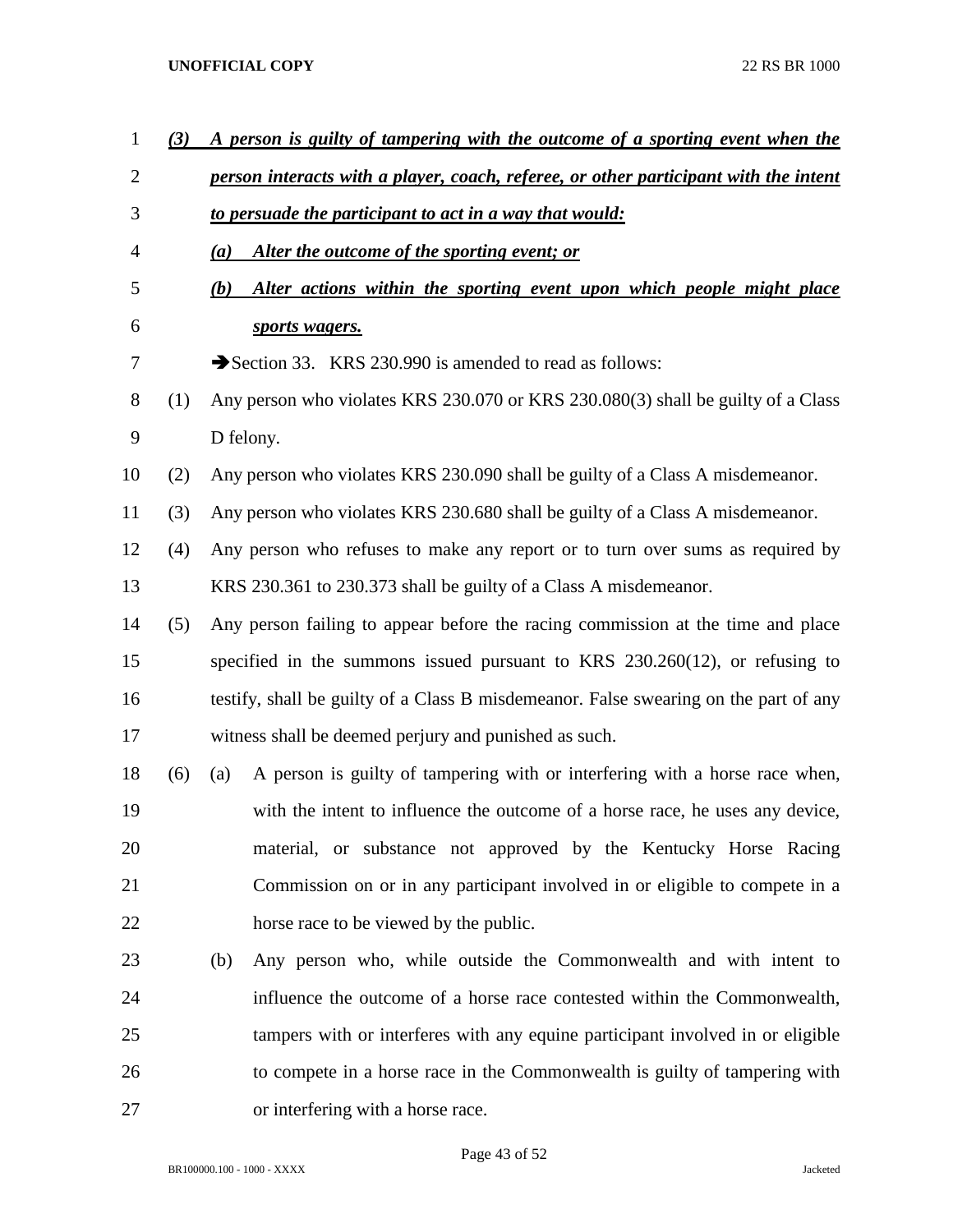***(3) A person is guilty of tampering with the outcome of a sporting event when the person interacts with a player, coach, referee, or other participant with the intent to persuade the participant to act in a way that would:***

***(a) Alter the outcome of the sporting event; or***

***(b) Alter actions within the sporting event upon which people might place sports wagers.***

➔Section 33. KRS 230.990 is amended to read as follows:

(1) Any person who violates KRS 230.070 or KRS 230.080(3) shall be guilty of a Class D felony.

(2) Any person who violates KRS 230.090 shall be guilty of a Class A misdemeanor.

(3) Any person who violates KRS 230.680 shall be guilty of a Class A misdemeanor.

(4) Any person who refuses to make any report or to turn over sums as required by KRS 230.361 to 230.373 shall be guilty of a Class A misdemeanor.

(5) Any person failing to appear before the racing commission at the time and place specified in the summons issued pursuant to KRS 230.260(12), or refusing to testify, shall be guilty of a Class B misdemeanor. False swearing on the part of any witness shall be deemed perjury and punished as such.

(6) (a) A person is guilty of tampering with or interfering with a horse race when, with the intent to influence the outcome of a horse race, he uses any device, material, or substance not approved by the Kentucky Horse Racing Commission on or in any participant involved in or eligible to compete in a horse race to be viewed by the public.

(b) Any person who, while outside the Commonwealth and with intent to influence the outcome of a horse race contested within the Commonwealth, tampers with or interferes with any equine participant involved in or eligible to compete in a horse race in the Commonwealth is guilty of tampering with or interfering with a horse race.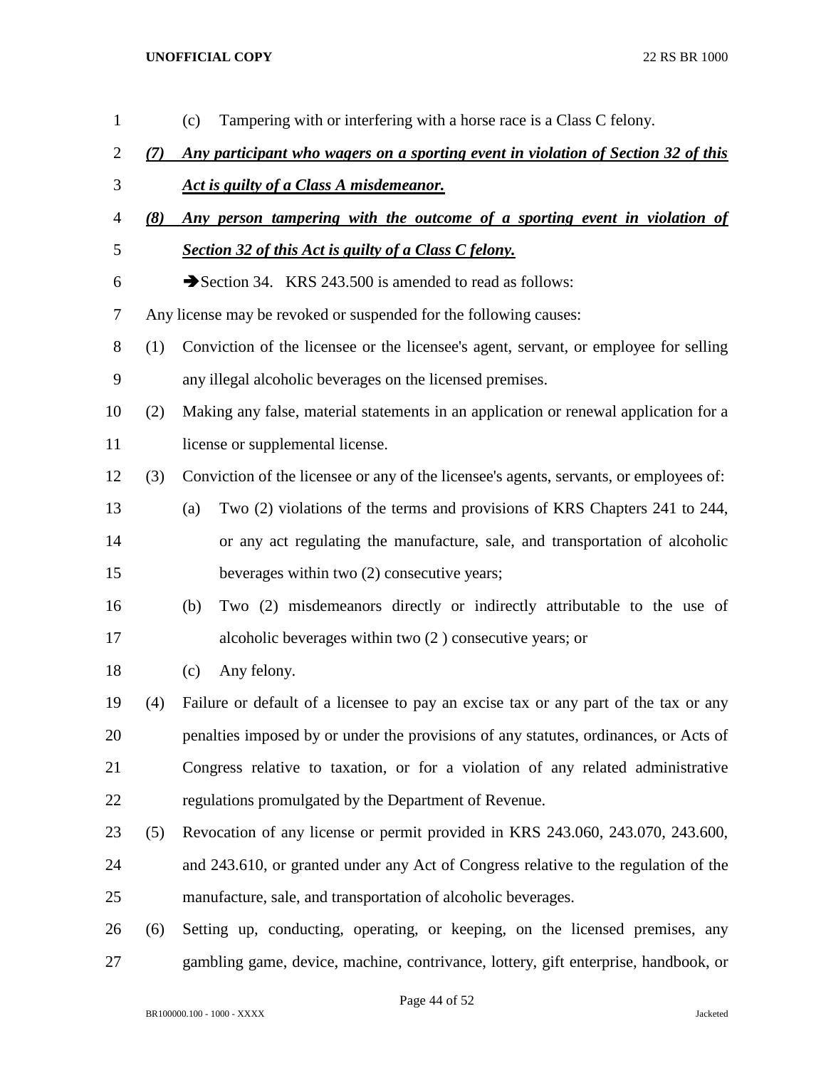(c) Tampering with or interfering with a horse race is a Class C felony.

***(7) Any participant who wagers on a sporting event in violation of Section 32 of this Act is guilty of a Class A misdemeanor.***

***(8) Any person tampering with the outcome of a sporting event in violation of Section 32 of this Act is guilty of a Class C felony.***

➔Section 34. KRS 243.500 is amended to read as follows:

Any license may be revoked or suspended for the following causes:

(1) Conviction of the licensee or the licensee's agent, servant, or employee for selling any illegal alcoholic beverages on the licensed premises.

(2) Making any false, material statements in an application or renewal application for a license or supplemental license.

(3) Conviction of the licensee or any of the licensee's agents, servants, or employees of:

(a) Two (2) violations of the terms and provisions of KRS Chapters 241 to 244, or any act regulating the manufacture, sale, and transportation of alcoholic beverages within two (2) consecutive years;

(b) Two (2) misdemeanors directly or indirectly attributable to the use of alcoholic beverages within two (2 ) consecutive years; or

(c) Any felony.

(4) Failure or default of a licensee to pay an excise tax or any part of the tax or any penalties imposed by or under the provisions of any statutes, ordinances, or Acts of Congress relative to taxation, or for a violation of any related administrative regulations promulgated by the Department of Revenue.

(5) Revocation of any license or permit provided in KRS 243.060, 243.070, 243.600, and 243.610, or granted under any Act of Congress relative to the regulation of the manufacture, sale, and transportation of alcoholic beverages.

(6) Setting up, conducting, operating, or keeping, on the licensed premises, any gambling game, device, machine, contrivance, lottery, gift enterprise, handbook, or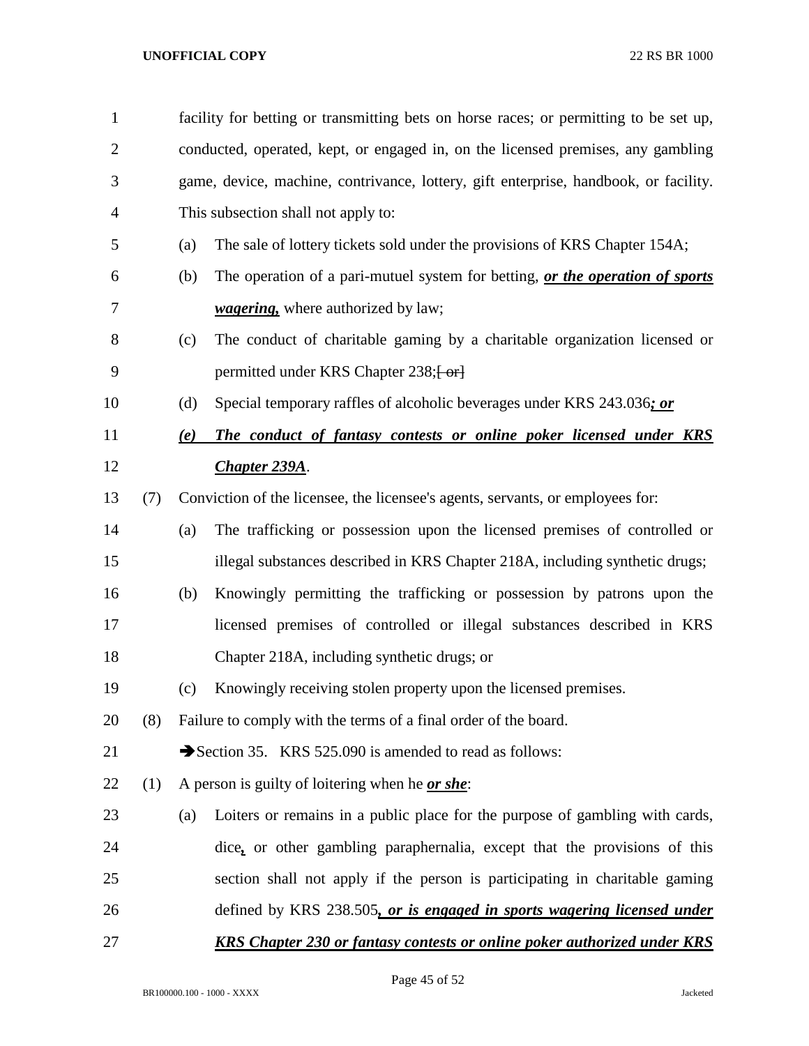facility for betting or transmitting bets on horse races; or permitting to be set up, conducted, operated, kept, or engaged in, on the licensed premises, any gambling game, device, machine, contrivance, lottery, gift enterprise, handbook, or facility. This subsection shall not apply to:

(a) The sale of lottery tickets sold under the provisions of KRS Chapter 154A;

(b) The operation of a pari-mutuel system for betting, ***or the operation of sports wagering,*** where authorized by law;

(c) The conduct of charitable gaming by a charitable organization licensed or permitted under KRS Chapter 238;[ or]

(d) Special temporary raffles of alcoholic beverages under KRS 243.036***; or***

***(e) The conduct of fantasy contests or online poker licensed under KRS Chapter 239A***.

(7) Conviction of the licensee, the licensee's agents, servants, or employees for:

(a) The trafficking or possession upon the licensed premises of controlled or illegal substances described in KRS Chapter 218A, including synthetic drugs;

(b) Knowingly permitting the trafficking or possession by patrons upon the licensed premises of controlled or illegal substances described in KRS Chapter 218A, including synthetic drugs; or

(c) Knowingly receiving stolen property upon the licensed premises.

(8) Failure to comply with the terms of a final order of the board.

➔Section 35. KRS 525.090 is amended to read as follows:

(1) A person is guilty of loitering when he ***or she***:

(a) Loiters or remains in a public place for the purpose of gambling with cards, dice***,*** or other gambling paraphernalia, except that the provisions of this section shall not apply if the person is participating in charitable gaming defined by KRS 238.505***, or is engaged in sports wagering licensed under KRS Chapter 230 or fantasy contests or online poker authorized under KRS***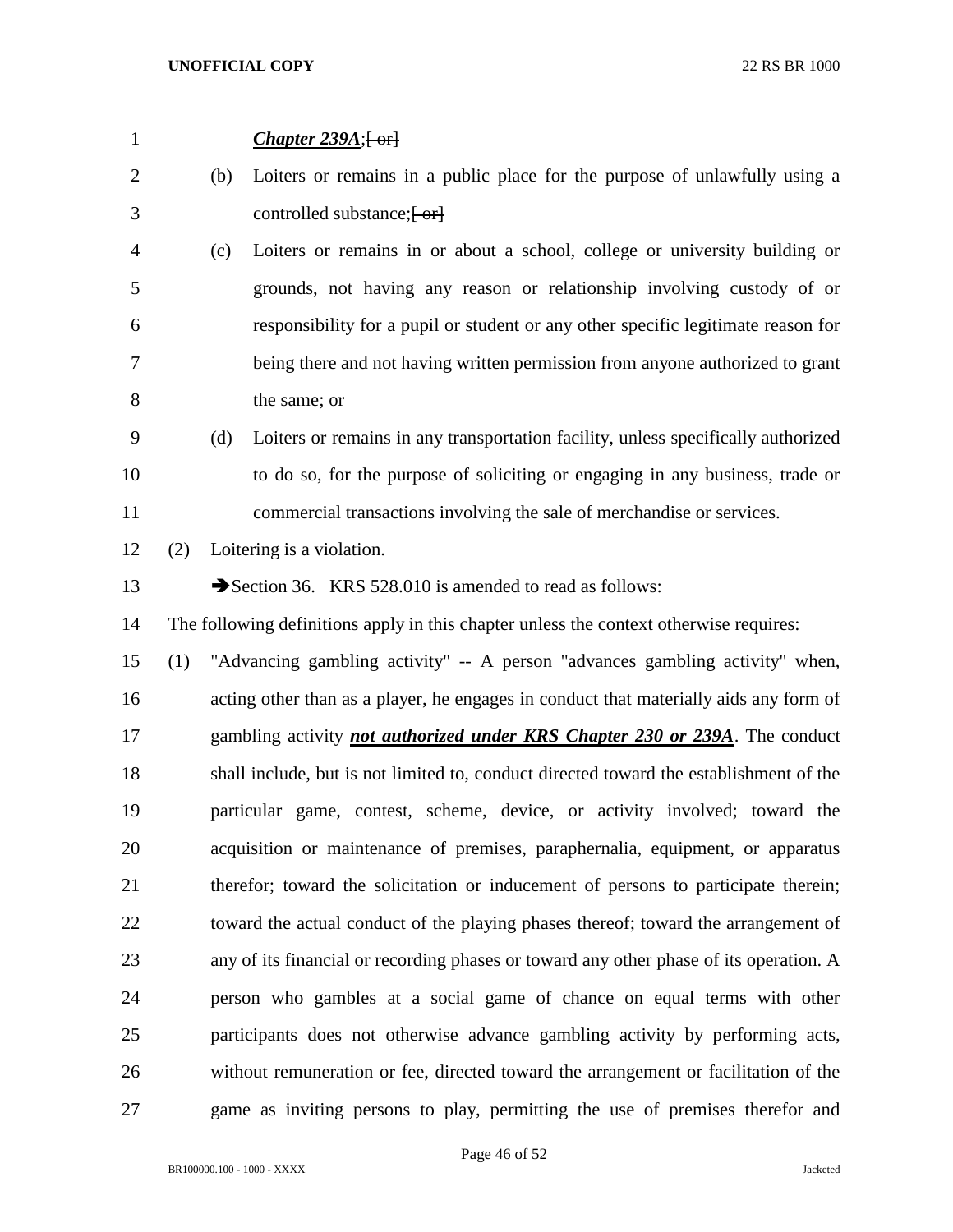***Chapter 239A***;[ or]

(b) Loiters or remains in a public place for the purpose of unlawfully using a controlled substance;[ or]

(c) Loiters or remains in or about a school, college or university building or grounds, not having any reason or relationship involving custody of or responsibility for a pupil or student or any other specific legitimate reason for being there and not having written permission from anyone authorized to grant the same; or

(d) Loiters or remains in any transportation facility, unless specifically authorized to do so, for the purpose of soliciting or engaging in any business, trade or commercial transactions involving the sale of merchandise or services.

(2) Loitering is a violation.

➔Section 36. KRS 528.010 is amended to read as follows:

The following definitions apply in this chapter unless the context otherwise requires:

(1) "Advancing gambling activity" -- A person "advances gambling activity" when, acting other than as a player, he engages in conduct that materially aids any form of gambling activity ***not authorized under KRS Chapter 230 or 239A***. The conduct shall include, but is not limited to, conduct directed toward the establishment of the particular game, contest, scheme, device, or activity involved; toward the acquisition or maintenance of premises, paraphernalia, equipment, or apparatus therefor; toward the solicitation or inducement of persons to participate therein; toward the actual conduct of the playing phases thereof; toward the arrangement of any of its financial or recording phases or toward any other phase of its operation. A person who gambles at a social game of chance on equal terms with other participants does not otherwise advance gambling activity by performing acts, without remuneration or fee, directed toward the arrangement or facilitation of the game as inviting persons to play, permitting the use of premises therefor and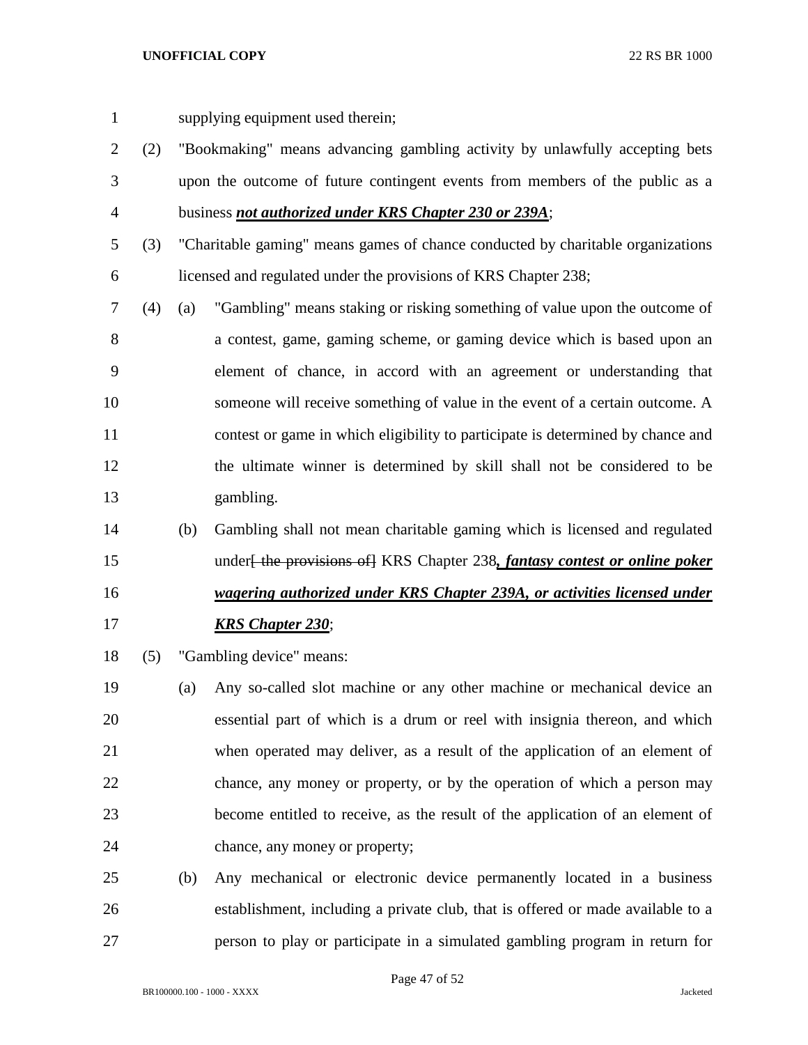supplying equipment used therein;

(2) "Bookmaking" means advancing gambling activity by unlawfully accepting bets upon the outcome of future contingent events from members of the public as a business ***not authorized under KRS Chapter 230 or 239A***;

(3) "Charitable gaming" means games of chance conducted by charitable organizations licensed and regulated under the provisions of KRS Chapter 238;

(4) (a) "Gambling" means staking or risking something of value upon the outcome of a contest, game, gaming scheme, or gaming device which is based upon an element of chance, in accord with an agreement or understanding that someone will receive something of value in the event of a certain outcome. A contest or game in which eligibility to participate is determined by chance and the ultimate winner is determined by skill shall not be considered to be gambling.

(b) Gambling shall not mean charitable gaming which is licensed and regulated under~~[ the provisions of]~~ KRS Chapter 238***, fantasy contest or online poker wagering authorized under KRS Chapter 239A, or activities licensed under KRS Chapter 230***;

(5) "Gambling device" means:

(a) Any so-called slot machine or any other machine or mechanical device an essential part of which is a drum or reel with insignia thereon, and which when operated may deliver, as a result of the application of an element of chance, any money or property, or by the operation of which a person may become entitled to receive, as the result of the application of an element of chance, any money or property;

(b) Any mechanical or electronic device permanently located in a business establishment, including a private club, that is offered or made available to a person to play or participate in a simulated gambling program in return for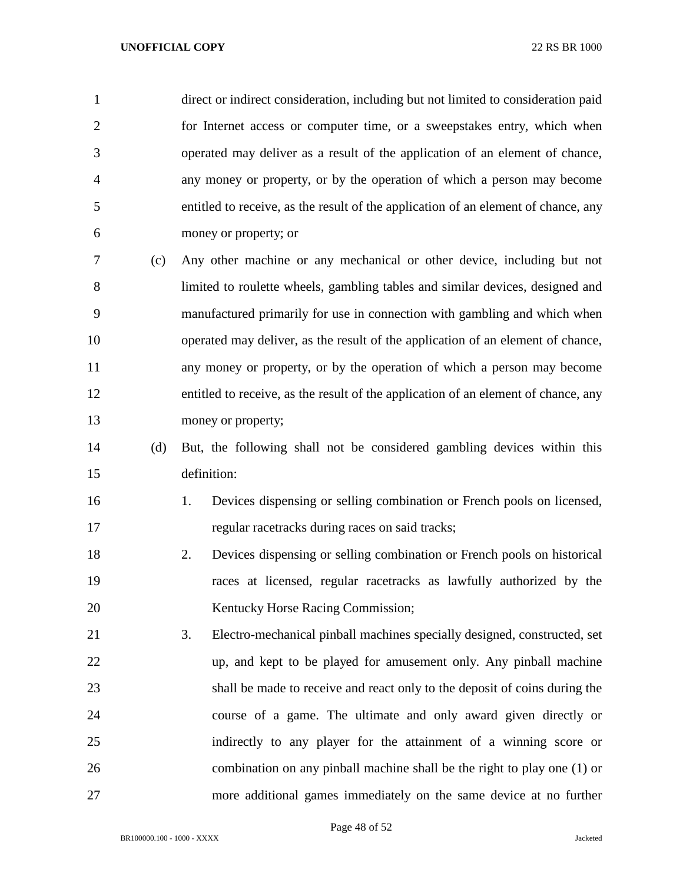direct or indirect consideration, including but not limited to consideration paid for Internet access or computer time, or a sweepstakes entry, which when operated may deliver as a result of the application of an element of chance, any money or property, or by the operation of which a person may become entitled to receive, as the result of the application of an element of chance, any money or property; or

(c) Any other machine or any mechanical or other device, including but not limited to roulette wheels, gambling tables and similar devices, designed and manufactured primarily for use in connection with gambling and which when operated may deliver, as the result of the application of an element of chance, any money or property, or by the operation of which a person may become entitled to receive, as the result of the application of an element of chance, any money or property;

(d) But, the following shall not be considered gambling devices within this definition:

1. Devices dispensing or selling combination or French pools on licensed, regular racetracks during races on said tracks;

2. Devices dispensing or selling combination or French pools on historical races at licensed, regular racetracks as lawfully authorized by the Kentucky Horse Racing Commission;

3. Electro-mechanical pinball machines specially designed, constructed, set up, and kept to be played for amusement only. Any pinball machine shall be made to receive and react only to the deposit of coins during the course of a game. The ultimate and only award given directly or indirectly to any player for the attainment of a winning score or combination on any pinball machine shall be the right to play one (1) or more additional games immediately on the same device at no further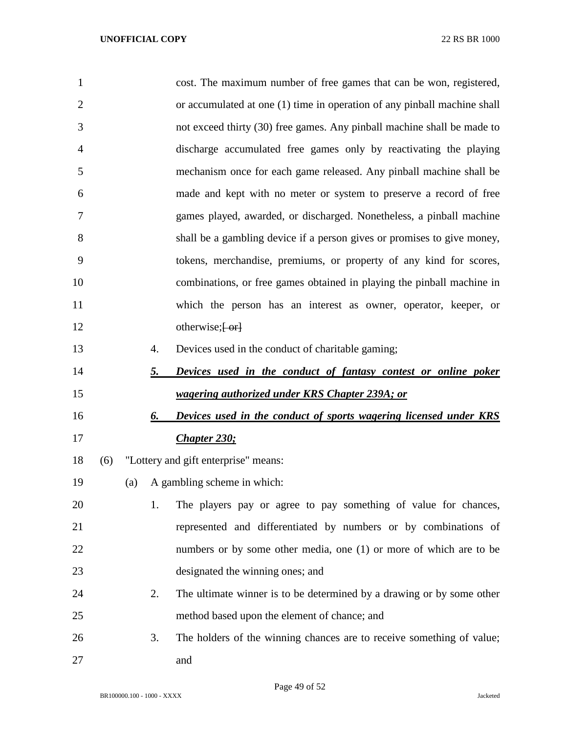cost. The maximum number of free games that can be won, registered, or accumulated at one (1) time in operation of any pinball machine shall not exceed thirty (30) free games. Any pinball machine shall be made to discharge accumulated free games only by reactivating the playing mechanism once for each game released. Any pinball machine shall be made and kept with no meter or system to preserve a record of free games played, awarded, or discharged. Nonetheless, a pinball machine shall be a gambling device if a person gives or promises to give money, tokens, merchandise, premiums, or property of any kind for scores, combinations, or free games obtained in playing the pinball machine in which the person has an interest as owner, operator, keeper, or otherwise;~~[ or]~~

4. Devices used in the conduct of charitable gaming;

***5. Devices used in the conduct of fantasy contest or online poker wagering authorized under KRS Chapter 239A; or***

***6. Devices used in the conduct of sports wagering licensed under KRS Chapter 230;***

(6) "Lottery and gift enterprise" means:

(a) A gambling scheme in which:

1. The players pay or agree to pay something of value for chances, represented and differentiated by numbers or by combinations of numbers or by some other media, one (1) or more of which are to be designated the winning ones; and

2. The ultimate winner is to be determined by a drawing or by some other method based upon the element of chance; and

3. The holders of the winning chances are to receive something of value; and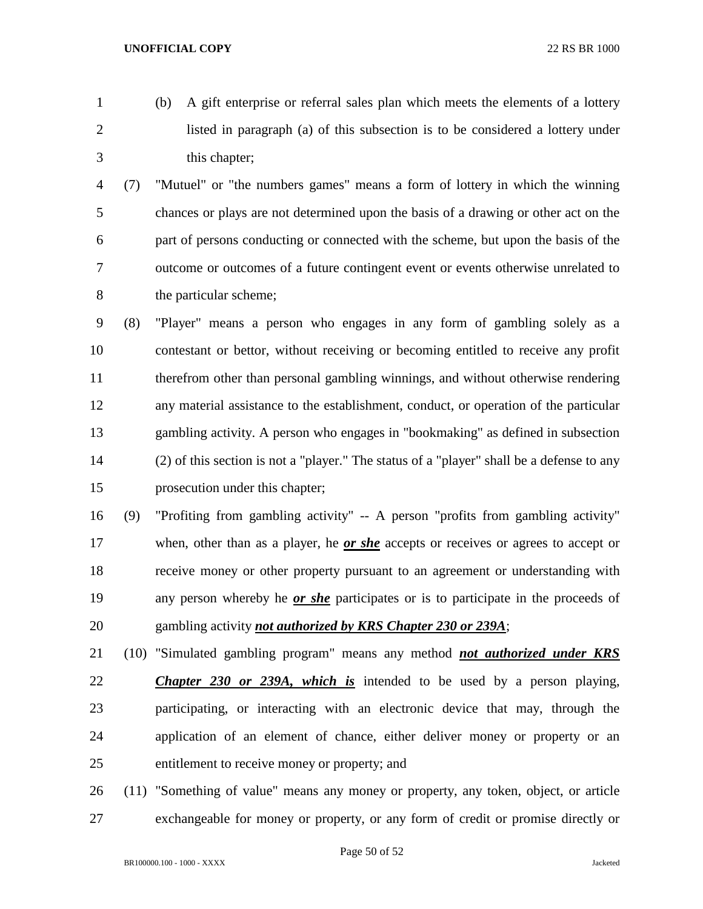(b) A gift enterprise or referral sales plan which meets the elements of a lottery listed in paragraph (a) of this subsection is to be considered a lottery under this chapter;

(7) "Mutuel" or "the numbers games" means a form of lottery in which the winning chances or plays are not determined upon the basis of a drawing or other act on the part of persons conducting or connected with the scheme, but upon the basis of the outcome or outcomes of a future contingent event or events otherwise unrelated to the particular scheme;

(8) "Player" means a person who engages in any form of gambling solely as a contestant or bettor, without receiving or becoming entitled to receive any profit therefrom other than personal gambling winnings, and without otherwise rendering any material assistance to the establishment, conduct, or operation of the particular gambling activity. A person who engages in "bookmaking" as defined in subsection (2) of this section is not a "player." The status of a "player" shall be a defense to any prosecution under this chapter;

(9) "Profiting from gambling activity" -- A person "profits from gambling activity" when, other than as a player, he ***or she*** accepts or receives or agrees to accept or receive money or other property pursuant to an agreement or understanding with any person whereby he ***or she*** participates or is to participate in the proceeds of gambling activity ***not authorized by KRS Chapter 230 or 239A***;

(10) "Simulated gambling program" means any method ***not authorized under KRS Chapter 230 or 239A, which is*** intended to be used by a person playing, participating, or interacting with an electronic device that may, through the application of an element of chance, either deliver money or property or an entitlement to receive money or property; and

(11) "Something of value" means any money or property, any token, object, or article exchangeable for money or property, or any form of credit or promise directly or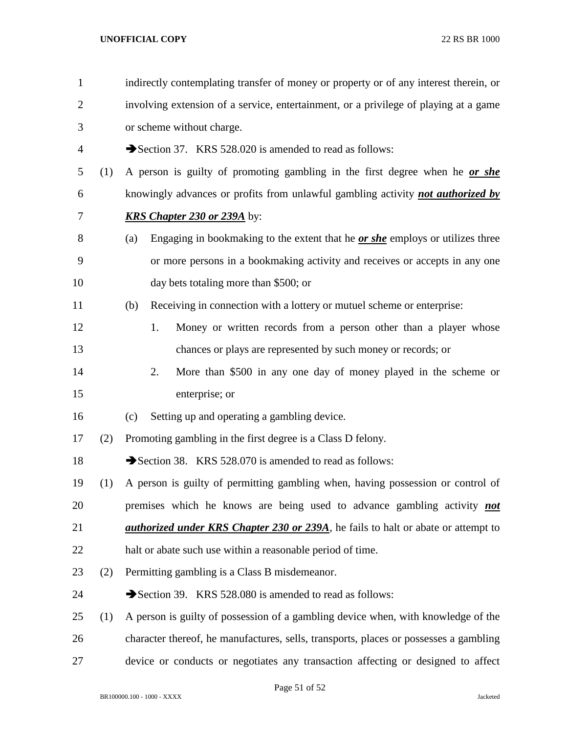indirectly contemplating transfer of money or property or of any interest therein, or involving extension of a service, entertainment, or a privilege of playing at a game or scheme without charge.

➔Section 37. KRS 528.020 is amended to read as follows:

(1) A person is guilty of promoting gambling in the first degree when he ***or she*** knowingly advances or profits from unlawful gambling activity ***not authorized by KRS Chapter 230 or 239A*** by:

(a) Engaging in bookmaking to the extent that he ***or she*** employs or utilizes three or more persons in a bookmaking activity and receives or accepts in any one day bets totaling more than $500; or

(b) Receiving in connection with a lottery or mutuel scheme or enterprise:

1. Money or written records from a person other than a player whose chances or plays are represented by such money or records; or

2. More than $500 in any one day of money played in the scheme or enterprise; or

(c) Setting up and operating a gambling device.

(2) Promoting gambling in the first degree is a Class D felony.

➔Section 38. KRS 528.070 is amended to read as follows:

(1) A person is guilty of permitting gambling when, having possession or control of premises which he knows are being used to advance gambling activity ***not authorized under KRS Chapter 230 or 239A***, he fails to halt or abate or attempt to halt or abate such use within a reasonable period of time.

(2) Permitting gambling is a Class B misdemeanor.

➔Section 39. KRS 528.080 is amended to read as follows:

(1) A person is guilty of possession of a gambling device when, with knowledge of the character thereof, he manufactures, sells, transports, places or possesses a gambling device or conducts or negotiates any transaction affecting or designed to affect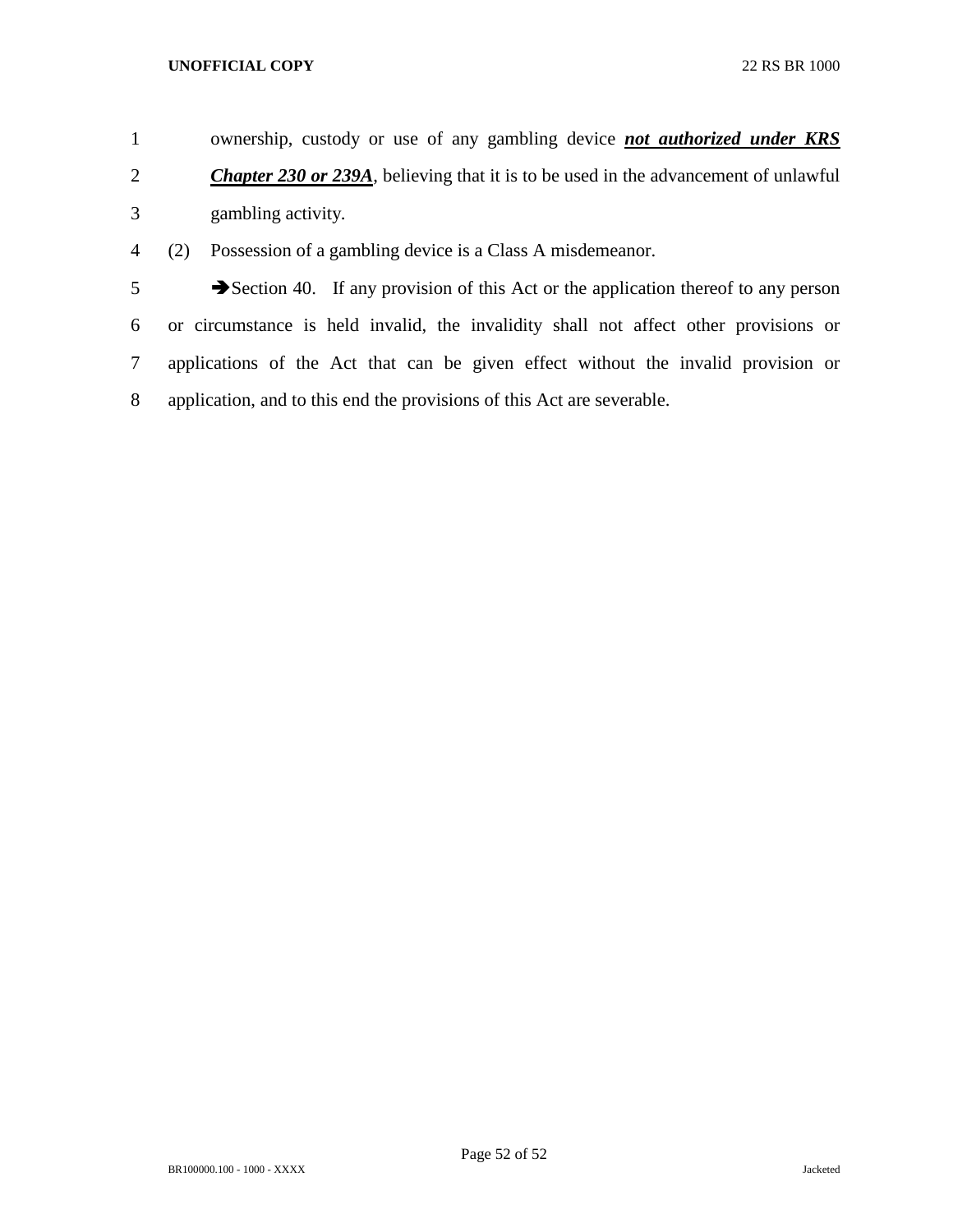ownership, custody or use of any gambling device ***not authorized under KRS Chapter 230 or 239A***, believing that it is to be used in the advancement of unlawful gambling activity.

(2) Possession of a gambling device is a Class A misdemeanor.

➔Section 40. If any provision of this Act or the application thereof to any person or circumstance is held invalid, the invalidity shall not affect other provisions or applications of the Act that can be given effect without the invalid provision or application, and to this end the provisions of this Act are severable.